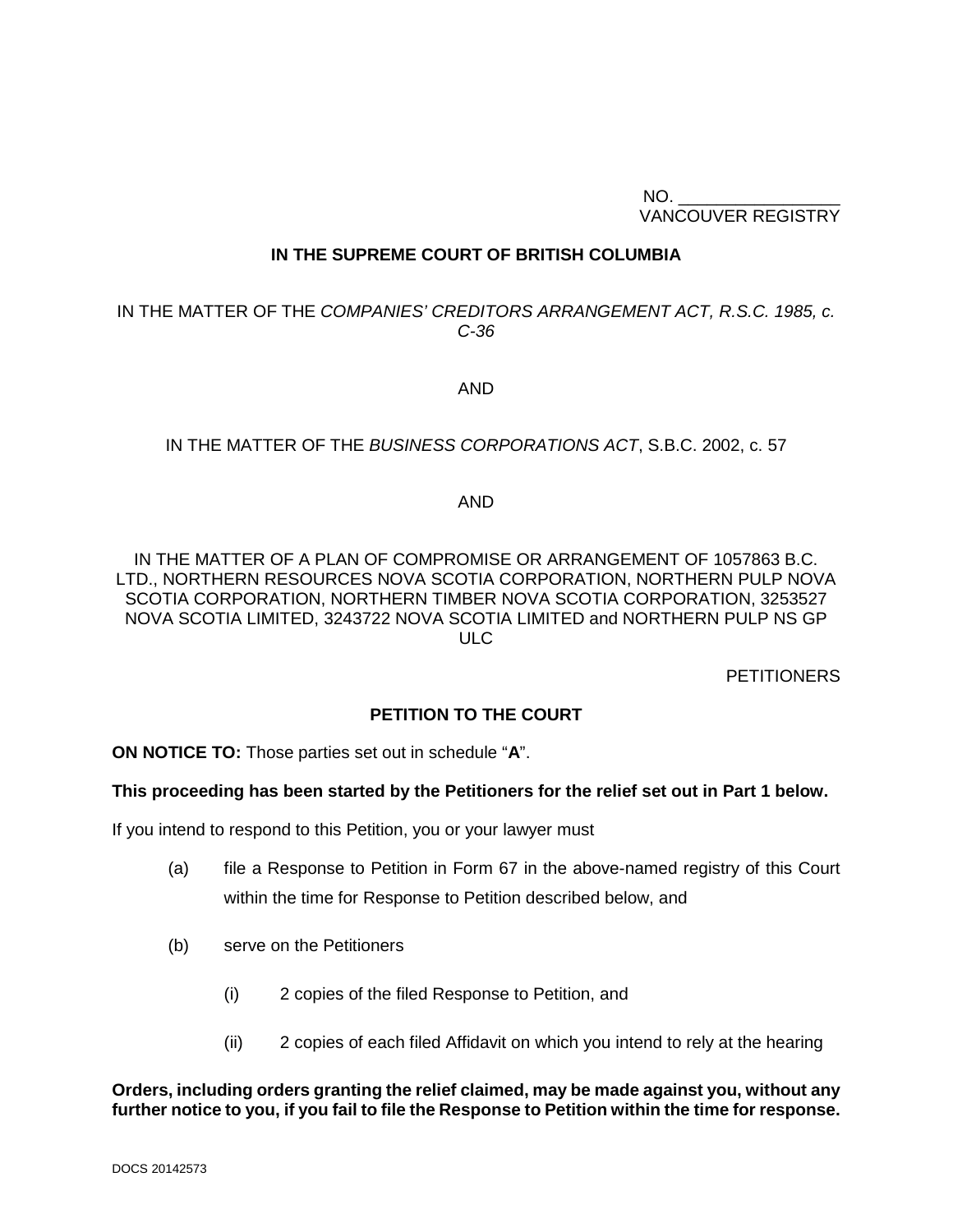NO. ________________
VANCOUVER REGISTRY

**IN THE SUPREME COURT OF BRITISH COLUMBIA**

IN THE MATTER OF THE *COMPANIES' CREDITORS ARRANGEMENT ACT, R.S.C. 1985, c. C-36*

AND

IN THE MATTER OF THE *BUSINESS CORPORATIONS ACT*, S.B.C. 2002, c. 57

AND

IN THE MATTER OF A PLAN OF COMPROMISE OR ARRANGEMENT OF 1057863 B.C. LTD., NORTHERN RESOURCES NOVA SCOTIA CORPORATION, NORTHERN PULP NOVA SCOTIA CORPORATION, NORTHERN TIMBER NOVA SCOTIA CORPORATION, 3253527 NOVA SCOTIA LIMITED, 3243722 NOVA SCOTIA LIMITED and NORTHERN PULP NS GP ULC

PETITIONERS

**PETITION TO THE COURT**

**ON NOTICE TO:** Those parties set out in schedule "**A**".

**This proceeding has been started by the Petitioners for the relief set out in Part 1 below.**

If you intend to respond to this Petition, you or your lawyer must

(a) file a Response to Petition in Form 67 in the above-named registry of this Court within the time for Response to Petition described below, and

(b) serve on the Petitioners

  (i) 2 copies of the filed Response to Petition, and

  (ii) 2 copies of each filed Affidavit on which you intend to rely at the hearing

**Orders, including orders granting the relief claimed, may be made against you, without any further notice to you, if you fail to file the Response to Petition within the time for response.**

DOCS 20142573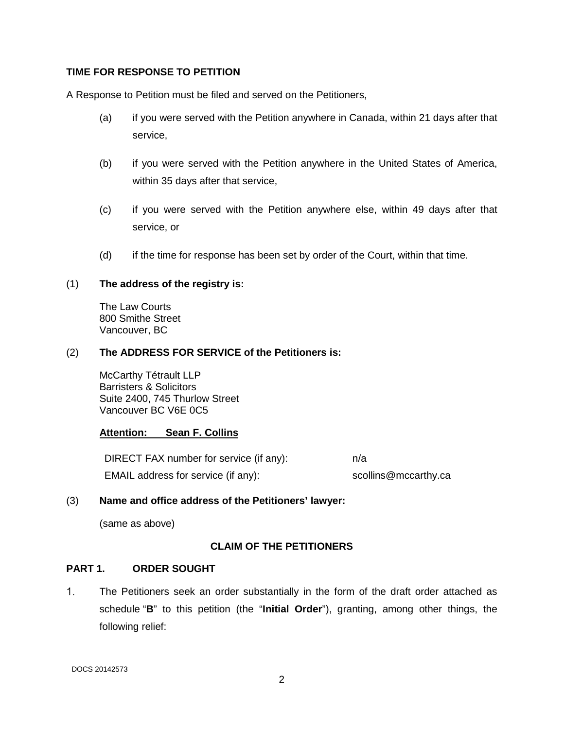**TIME FOR RESPONSE TO PETITION**

A Response to Petition must be filed and served on the Petitioners,

(a) if you were served with the Petition anywhere in Canada, within 21 days after that service,

(b) if you were served with the Petition anywhere in the United States of America, within 35 days after that service,

(c) if you were served with the Petition anywhere else, within 49 days after that service, or

(d) if the time for response has been set by order of the Court, within that time.

(1) **The address of the registry is:**

The Law Courts
800 Smithe Street
Vancouver, BC

(2) **The ADDRESS FOR SERVICE of the Petitioners is:**

McCarthy Tétrault LLP
Barristers & Solicitors
Suite 2400, 745 Thurlow Street
Vancouver BC V6E 0C5

**Attention: Sean F. Collins**

| | |
|---|---|
| DIRECT FAX number for service (if any): | n/a |
| EMAIL address for service (if any): | scollins@mccarthy.ca |

(3) **Name and office address of the Petitioners' lawyer:**

(same as above)

**CLAIM OF THE PETITIONERS**

**PART 1. ORDER SOUGHT**

1. The Petitioners seek an order substantially in the form of the draft order attached as schedule "**B**" to this petition (the "**Initial Order**"), granting, among other things, the following relief:

DOCS 20142573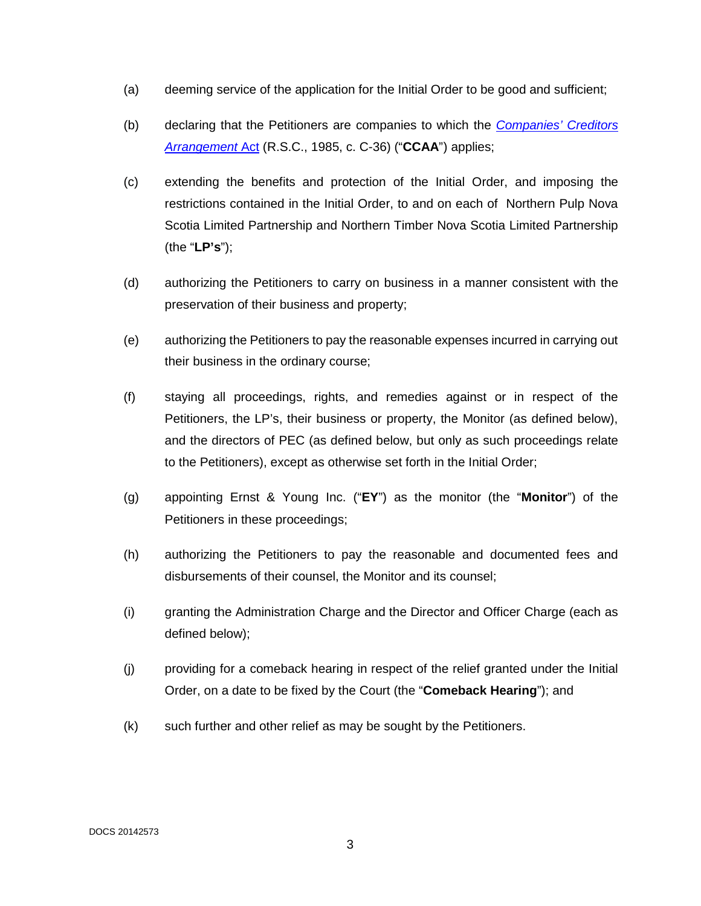(a) deeming service of the application for the Initial Order to be good and sufficient;

(b) declaring that the Petitioners are companies to which the *Companies' Creditors Arrangement* Act (R.S.C., 1985, c. C-36) ("**CCAA**") applies;

(c) extending the benefits and protection of the Initial Order, and imposing the restrictions contained in the Initial Order, to and on each of Northern Pulp Nova Scotia Limited Partnership and Northern Timber Nova Scotia Limited Partnership (the "**LP's**");

(d) authorizing the Petitioners to carry on business in a manner consistent with the preservation of their business and property;

(e) authorizing the Petitioners to pay the reasonable expenses incurred in carrying out their business in the ordinary course;

(f) staying all proceedings, rights, and remedies against or in respect of the Petitioners, the LP's, their business or property, the Monitor (as defined below), and the directors of PEC (as defined below, but only as such proceedings relate to the Petitioners), except as otherwise set forth in the Initial Order;

(g) appointing Ernst & Young Inc. ("**EY**") as the monitor (the "**Monitor**") of the Petitioners in these proceedings;

(h) authorizing the Petitioners to pay the reasonable and documented fees and disbursements of their counsel, the Monitor and its counsel;

(i) granting the Administration Charge and the Director and Officer Charge (each as defined below);

(j) providing for a comeback hearing in respect of the relief granted under the Initial Order, on a date to be fixed by the Court (the "**Comeback Hearing**"); and

(k) such further and other relief as may be sought by the Petitioners.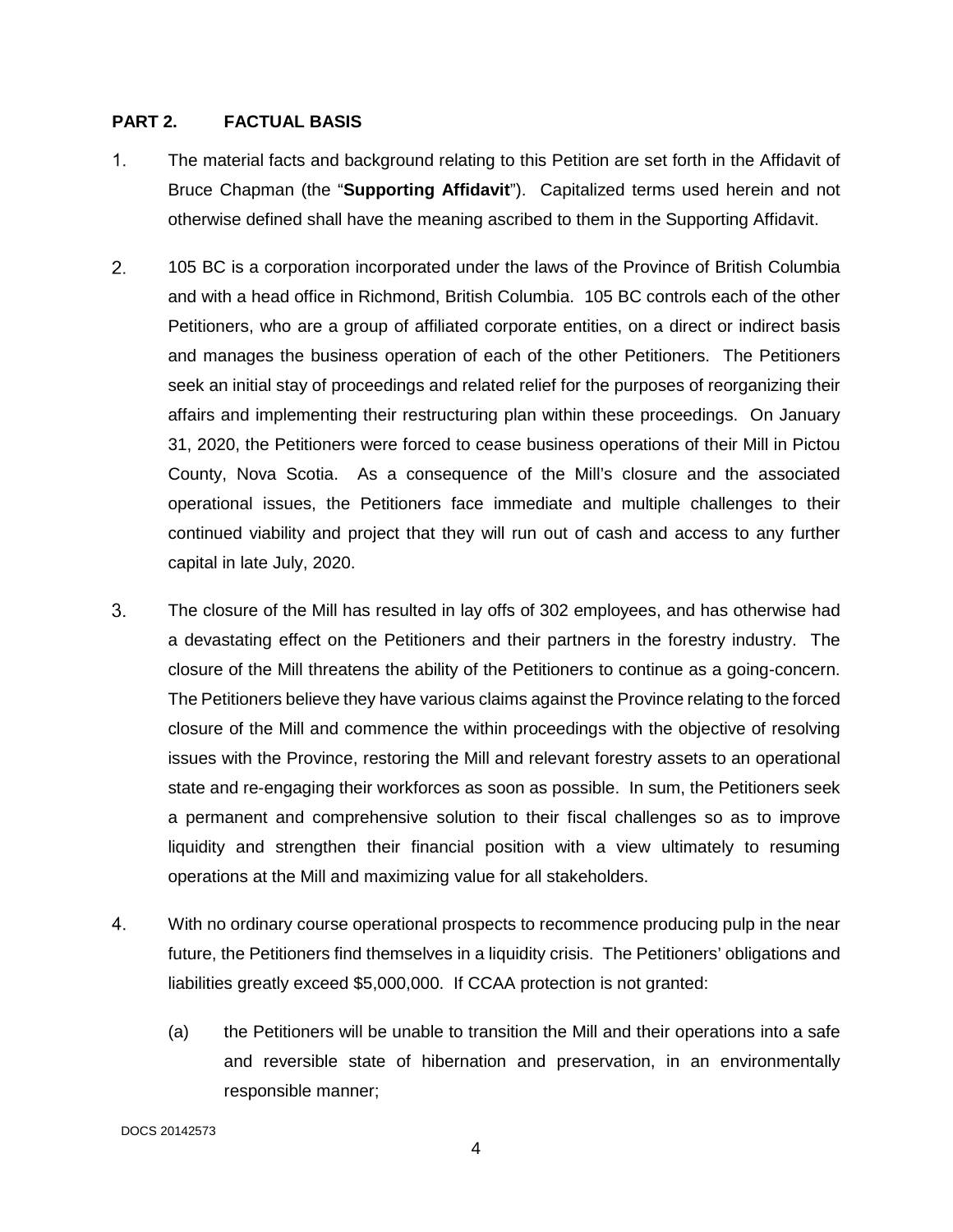## PART 2. FACTUAL BASIS

1. The material facts and background relating to this Petition are set forth in the Affidavit of Bruce Chapman (the "**Supporting Affidavit**"). Capitalized terms used herein and not otherwise defined shall have the meaning ascribed to them in the Supporting Affidavit.

2. 105 BC is a corporation incorporated under the laws of the Province of British Columbia and with a head office in Richmond, British Columbia. 105 BC controls each of the other Petitioners, who are a group of affiliated corporate entities, on a direct or indirect basis and manages the business operation of each of the other Petitioners. The Petitioners seek an initial stay of proceedings and related relief for the purposes of reorganizing their affairs and implementing their restructuring plan within these proceedings. On January 31, 2020, the Petitioners were forced to cease business operations of their Mill in Pictou County, Nova Scotia. As a consequence of the Mill's closure and the associated operational issues, the Petitioners face immediate and multiple challenges to their continued viability and project that they will run out of cash and access to any further capital in late July, 2020.

3. The closure of the Mill has resulted in lay offs of 302 employees, and has otherwise had a devastating effect on the Petitioners and their partners in the forestry industry. The closure of the Mill threatens the ability of the Petitioners to continue as a going-concern. The Petitioners believe they have various claims against the Province relating to the forced closure of the Mill and commence the within proceedings with the objective of resolving issues with the Province, restoring the Mill and relevant forestry assets to an operational state and re-engaging their workforces as soon as possible. In sum, the Petitioners seek a permanent and comprehensive solution to their fiscal challenges so as to improve liquidity and strengthen their financial position with a view ultimately to resuming operations at the Mill and maximizing value for all stakeholders.

4. With no ordinary course operational prospects to recommence producing pulp in the near future, the Petitioners find themselves in a liquidity crisis. The Petitioners' obligations and liabilities greatly exceed $5,000,000. If CCAA protection is not granted:

   (a) the Petitioners will be unable to transition the Mill and their operations into a safe and reversible state of hibernation and preservation, in an environmentally responsible manner;

DOCS 20142573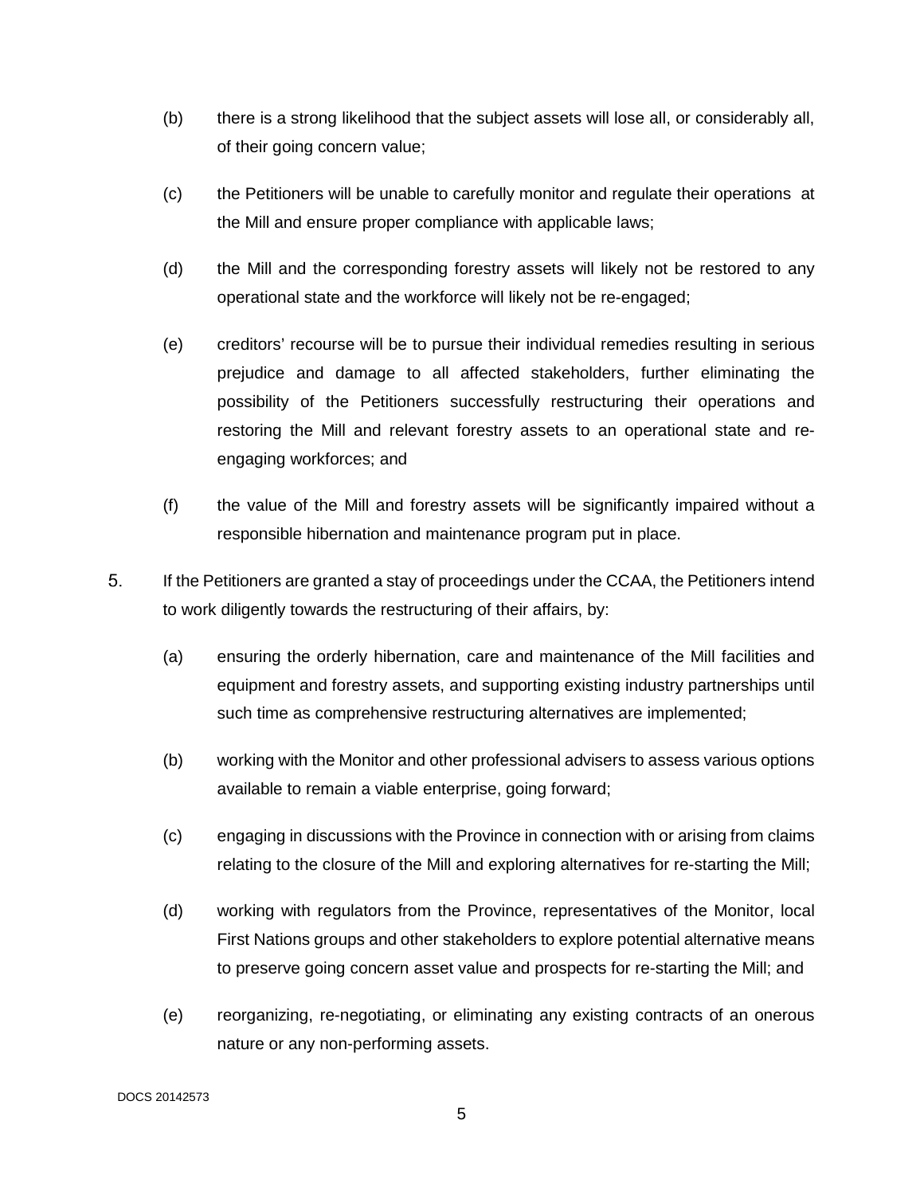(b) there is a strong likelihood that the subject assets will lose all, or considerably all, of their going concern value;

(c) the Petitioners will be unable to carefully monitor and regulate their operations at the Mill and ensure proper compliance with applicable laws;

(d) the Mill and the corresponding forestry assets will likely not be restored to any operational state and the workforce will likely not be re-engaged;

(e) creditors' recourse will be to pursue their individual remedies resulting in serious prejudice and damage to all affected stakeholders, further eliminating the possibility of the Petitioners successfully restructuring their operations and restoring the Mill and relevant forestry assets to an operational state and re-engaging workforces; and

(f) the value of the Mill and forestry assets will be significantly impaired without a responsible hibernation and maintenance program put in place.

5. If the Petitioners are granted a stay of proceedings under the CCAA, the Petitioners intend to work diligently towards the restructuring of their affairs, by:

(a) ensuring the orderly hibernation, care and maintenance of the Mill facilities and equipment and forestry assets, and supporting existing industry partnerships until such time as comprehensive restructuring alternatives are implemented;

(b) working with the Monitor and other professional advisers to assess various options available to remain a viable enterprise, going forward;

(c) engaging in discussions with the Province in connection with or arising from claims relating to the closure of the Mill and exploring alternatives for re-starting the Mill;

(d) working with regulators from the Province, representatives of the Monitor, local First Nations groups and other stakeholders to explore potential alternative means to preserve going concern asset value and prospects for re-starting the Mill; and

(e) reorganizing, re-negotiating, or eliminating any existing contracts of an onerous nature or any non-performing assets.

DOCS 20142573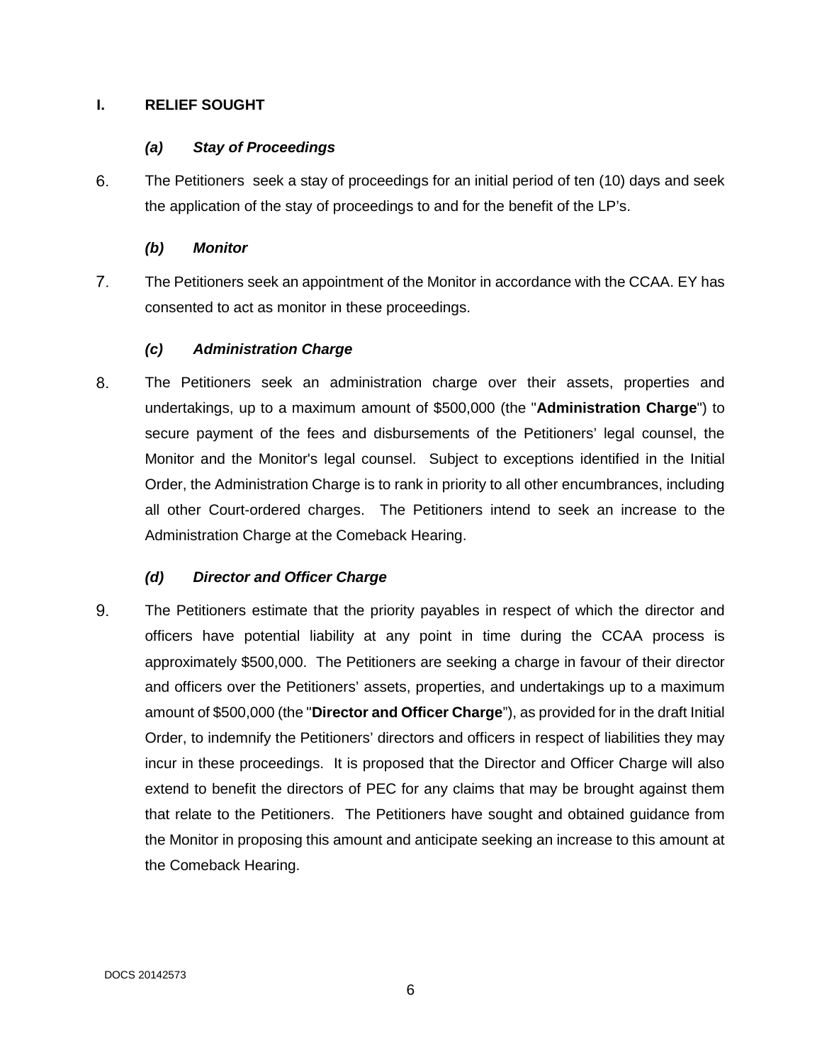## I. RELIEF SOUGHT

### *(a) Stay of Proceedings*

6. The Petitioners seek a stay of proceedings for an initial period of ten (10) days and seek the application of the stay of proceedings to and for the benefit of the LP's.

### *(b) Monitor*

7. The Petitioners seek an appointment of the Monitor in accordance with the CCAA. EY has consented to act as monitor in these proceedings.

### *(c) Administration Charge*

8. The Petitioners seek an administration charge over their assets, properties and undertakings, up to a maximum amount of $500,000 (the "**Administration Charge**") to secure payment of the fees and disbursements of the Petitioners' legal counsel, the Monitor and the Monitor's legal counsel. Subject to exceptions identified in the Initial Order, the Administration Charge is to rank in priority to all other encumbrances, including all other Court-ordered charges. The Petitioners intend to seek an increase to the Administration Charge at the Comeback Hearing.

### *(d) Director and Officer Charge*

9. The Petitioners estimate that the priority payables in respect of which the director and officers have potential liability at any point in time during the CCAA process is approximately $500,000. The Petitioners are seeking a charge in favour of their director and officers over the Petitioners' assets, properties, and undertakings up to a maximum amount of $500,000 (the "**Director and Officer Charge**"), as provided for in the draft Initial Order, to indemnify the Petitioners' directors and officers in respect of liabilities they may incur in these proceedings. It is proposed that the Director and Officer Charge will also extend to benefit the directors of PEC for any claims that may be brought against them that relate to the Petitioners. The Petitioners have sought and obtained guidance from the Monitor in proposing this amount and anticipate seeking an increase to this amount at the Comeback Hearing.

DOCS 20142573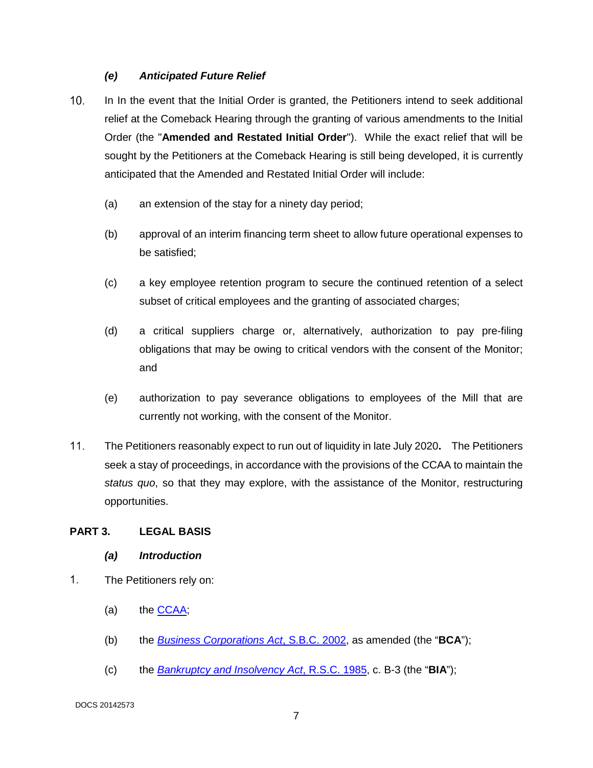### *(e) Anticipated Future Relief*

10. In In the event that the Initial Order is granted, the Petitioners intend to seek additional relief at the Comeback Hearing through the granting of various amendments to the Initial Order (the "**Amended and Restated Initial Order**"). While the exact relief that will be sought by the Petitioners at the Comeback Hearing is still being developed, it is currently anticipated that the Amended and Restated Initial Order will include:

    (a) an extension of the stay for a ninety day period;

    (b) approval of an interim financing term sheet to allow future operational expenses to be satisfied;

    (c) a key employee retention program to secure the continued retention of a select subset of critical employees and the granting of associated charges;

    (d) a critical suppliers charge or, alternatively, authorization to pay pre-filing obligations that may be owing to critical vendors with the consent of the Monitor; and

    (e) authorization to pay severance obligations to employees of the Mill that are currently not working, with the consent of the Monitor.

11. The Petitioners reasonably expect to run out of liquidity in late July 2020**.** The Petitioners seek a stay of proceedings, in accordance with the provisions of the CCAA to maintain the *status quo*, so that they may explore, with the assistance of the Monitor, restructuring opportunities.

## PART 3. LEGAL BASIS

### *(a) Introduction*

1. The Petitioners rely on:

    (a) the CCAA;

    (b) the *Business Corporations Act*, S.B.C. 2002, as amended (the "**BCA**");

    (c) the *Bankruptcy and Insolvency Act*, R.S.C. 1985, c. B-3 (the "**BIA**");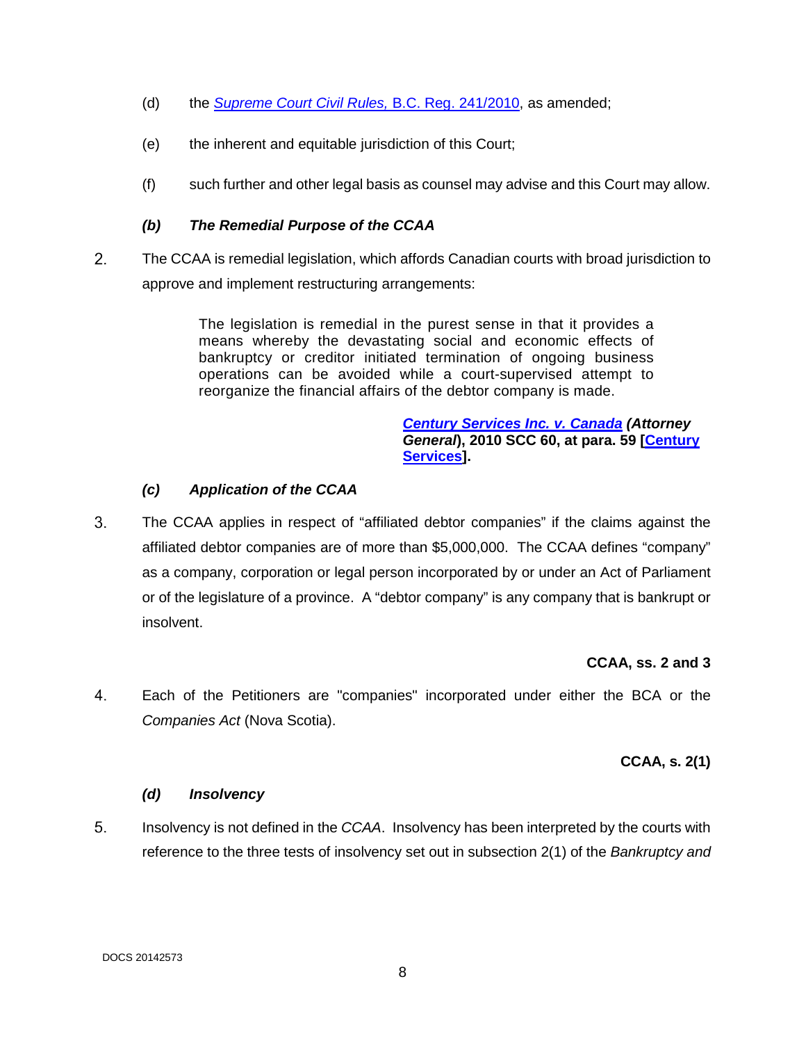(d) the *Supreme Court Civil Rules,* B.C. Reg. 241/2010, as amended;

(e) the inherent and equitable jurisdiction of this Court;

(f) such further and other legal basis as counsel may advise and this Court may allow.

### *(b) The Remedial Purpose of the CCAA*

2. The CCAA is remedial legislation, which affords Canadian courts with broad jurisdiction to approve and implement restructuring arrangements:

> The legislation is remedial in the purest sense in that it provides a means whereby the devastating social and economic effects of bankruptcy or creditor initiated termination of ongoing business operations can be avoided while a court-supervised attempt to reorganize the financial affairs of the debtor company is made.
>
> ***Century Services Inc. v. Canada (Attorney General*), 2010 SCC 60, at para. 59 [Century Services].**

### *(c) Application of the CCAA*

3. The CCAA applies in respect of "affiliated debtor companies" if the claims against the affiliated debtor companies are of more than $5,000,000. The CCAA defines "company" as a company, corporation or legal person incorporated by or under an Act of Parliament or of the legislature of a province. A "debtor company" is any company that is bankrupt or insolvent.

**CCAA, ss. 2 and 3**

4. Each of the Petitioners are "companies" incorporated under either the BCA or the *Companies Act* (Nova Scotia).

**CCAA, s. 2(1)**

### *(d) Insolvency*

5. Insolvency is not defined in the *CCAA*. Insolvency has been interpreted by the courts with reference to the three tests of insolvency set out in subsection 2(1) of the *Bankruptcy and*

DOCS 20142573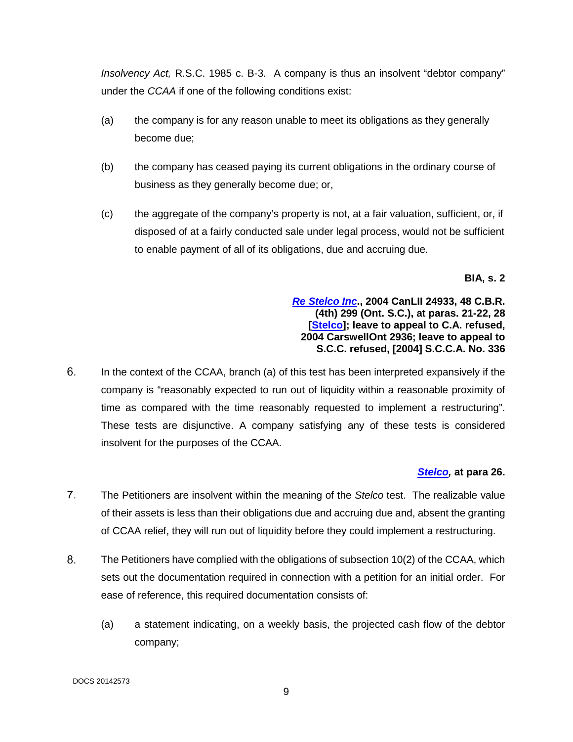*Insolvency Act,* R.S.C. 1985 c. B-3. A company is thus an insolvent "debtor company" under the *CCAA* if one of the following conditions exist:

(a) the company is for any reason unable to meet its obligations as they generally become due;

(b) the company has ceased paying its current obligations in the ordinary course of business as they generally become due; or,

(c) the aggregate of the company's property is not, at a fair valuation, sufficient, or, if disposed of at a fairly conducted sale under legal process, would not be sufficient to enable payment of all of its obligations, due and accruing due.

**BIA, s. 2**

***Re Stelco Inc*., 2004 CanLII 24933, 48 C.B.R. (4th) 299 (Ont. S.C.), at paras. 21-22, 28 [Stelco]; leave to appeal to C.A. refused, 2004 CarswellOnt 2936; leave to appeal to S.C.C. refused, [2004] S.C.C.A. No. 336**

6. In the context of the CCAA, branch (a) of this test has been interpreted expansively if the company is "reasonably expected to run out of liquidity within a reasonable proximity of time as compared with the time reasonably requested to implement a restructuring". These tests are disjunctive. A company satisfying any of these tests is considered insolvent for the purposes of the CCAA.

***Stelco*, at para 26.**

7. The Petitioners are insolvent within the meaning of the *Stelco* test. The realizable value of their assets is less than their obligations due and accruing due and, absent the granting of CCAA relief, they will run out of liquidity before they could implement a restructuring.

8. The Petitioners have complied with the obligations of subsection 10(2) of the CCAA, which sets out the documentation required in connection with a petition for an initial order. For ease of reference, this required documentation consists of:

(a) a statement indicating, on a weekly basis, the projected cash flow of the debtor company;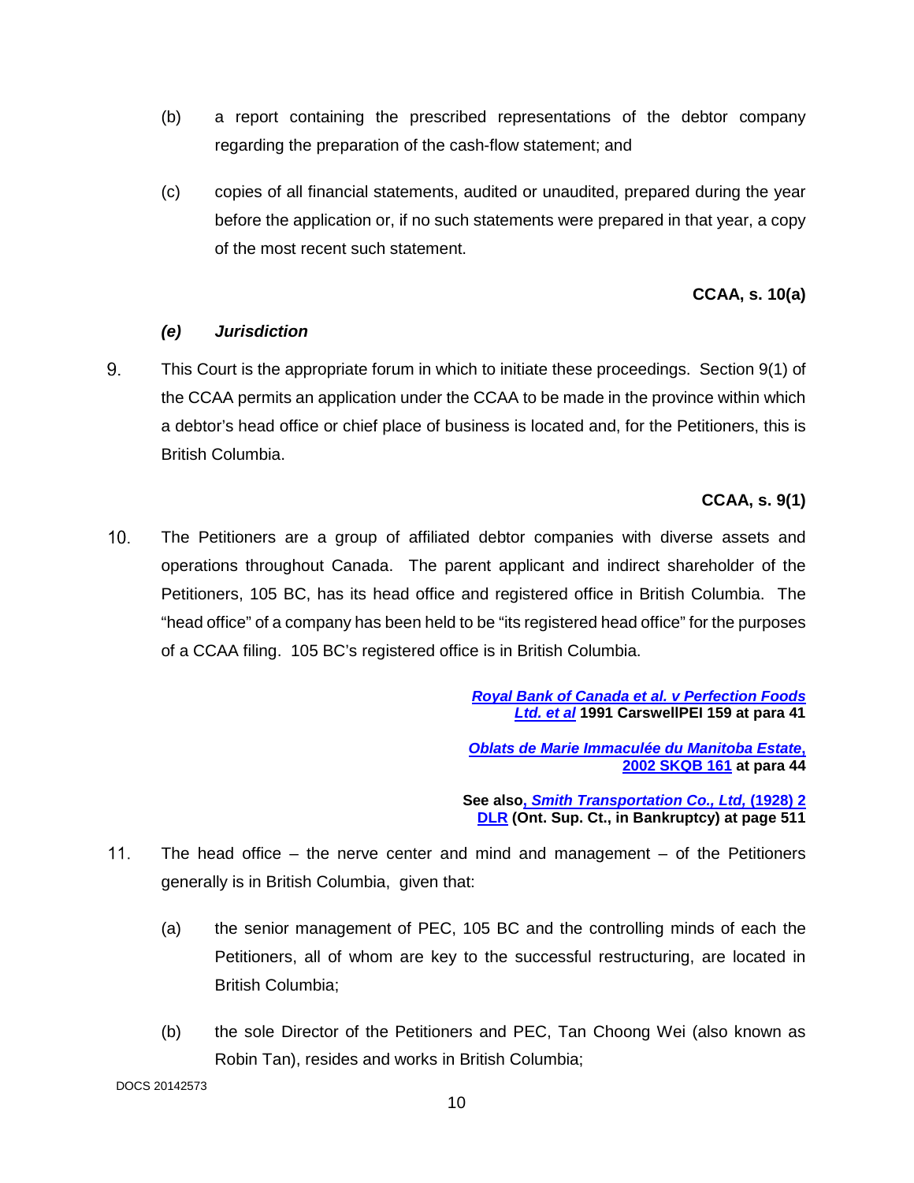(b) a report containing the prescribed representations of the debtor company regarding the preparation of the cash-flow statement; and

(c) copies of all financial statements, audited or unaudited, prepared during the year before the application or, if no such statements were prepared in that year, a copy of the most recent such statement.

**CCAA, s. 10(a)**

***(e) Jurisdiction***

9. This Court is the appropriate forum in which to initiate these proceedings. Section 9(1) of the CCAA permits an application under the CCAA to be made in the province within which a debtor's head office or chief place of business is located and, for the Petitioners, this is British Columbia.

**CCAA, s. 9(1)**

10. The Petitioners are a group of affiliated debtor companies with diverse assets and operations throughout Canada. The parent applicant and indirect shareholder of the Petitioners, 105 BC, has its head office and registered office in British Columbia. The "head office" of a company has been held to be "its registered head office" for the purposes of a CCAA filing. 105 BC's registered office is in British Columbia.

***Royal Bank of Canada et al. v Perfection Foods Ltd. et al*** **1991 CarswellPEI 159 at para 41**

***Oblats de Marie Immaculée du Manitoba Estate,*** **2002 SKQB 161 at para 44**

**See also, *Smith Transportation Co., Ltd,* (1928) 2 DLR (Ont. Sup. Ct., in Bankruptcy) at page 511**

11. The head office – the nerve center and mind and management – of the Petitioners generally is in British Columbia, given that:

(a) the senior management of PEC, 105 BC and the controlling minds of each the Petitioners, all of whom are key to the successful restructuring, are located in British Columbia;

(b) the sole Director of the Petitioners and PEC, Tan Choong Wei (also known as Robin Tan), resides and works in British Columbia;

DOCS 20142573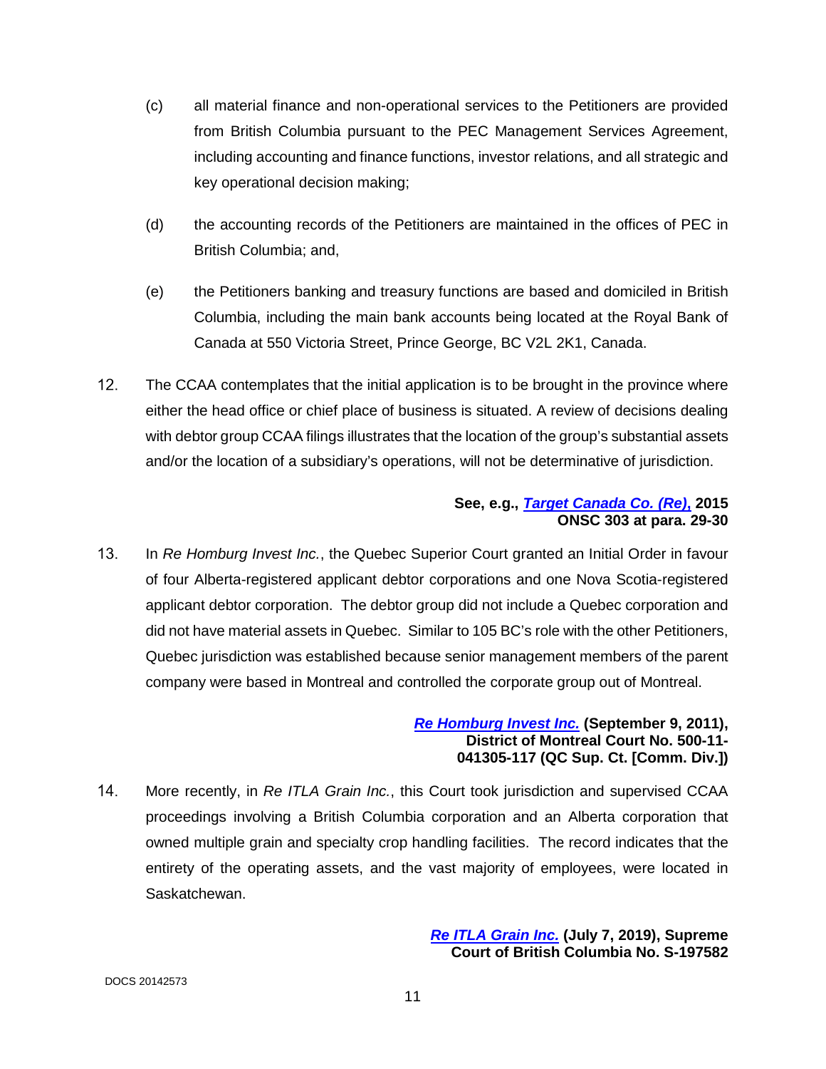(c) all material finance and non-operational services to the Petitioners are provided from British Columbia pursuant to the PEC Management Services Agreement, including accounting and finance functions, investor relations, and all strategic and key operational decision making;

(d) the accounting records of the Petitioners are maintained in the offices of PEC in British Columbia; and,

(e) the Petitioners banking and treasury functions are based and domiciled in British Columbia, including the main bank accounts being located at the Royal Bank of Canada at 550 Victoria Street, Prince George, BC V2L 2K1, Canada.

12. The CCAA contemplates that the initial application is to be brought in the province where either the head office or chief place of business is situated. A review of decisions dealing with debtor group CCAA filings illustrates that the location of the group's substantial assets and/or the location of a subsidiary's operations, will not be determinative of jurisdiction.

**See, e.g., *Target Canada Co. (Re),* 2015 ONSC 303 at para. 29-30**

13. In *Re Homburg Invest Inc.*, the Quebec Superior Court granted an Initial Order in favour of four Alberta-registered applicant debtor corporations and one Nova Scotia-registered applicant debtor corporation. The debtor group did not include a Quebec corporation and did not have material assets in Quebec. Similar to 105 BC's role with the other Petitioners, Quebec jurisdiction was established because senior management members of the parent company were based in Montreal and controlled the corporate group out of Montreal.

***Re Homburg Invest Inc.* (September 9, 2011), District of Montreal Court No. 500-11-041305-117 (QC Sup. Ct. [Comm. Div.])**

14. More recently, in *Re ITLA Grain Inc.*, this Court took jurisdiction and supervised CCAA proceedings involving a British Columbia corporation and an Alberta corporation that owned multiple grain and specialty crop handling facilities. The record indicates that the entirety of the operating assets, and the vast majority of employees, were located in Saskatchewan.

***Re ITLA Grain Inc.* (July 7, 2019), Supreme Court of British Columbia No. S-197582**

DOCS 20142573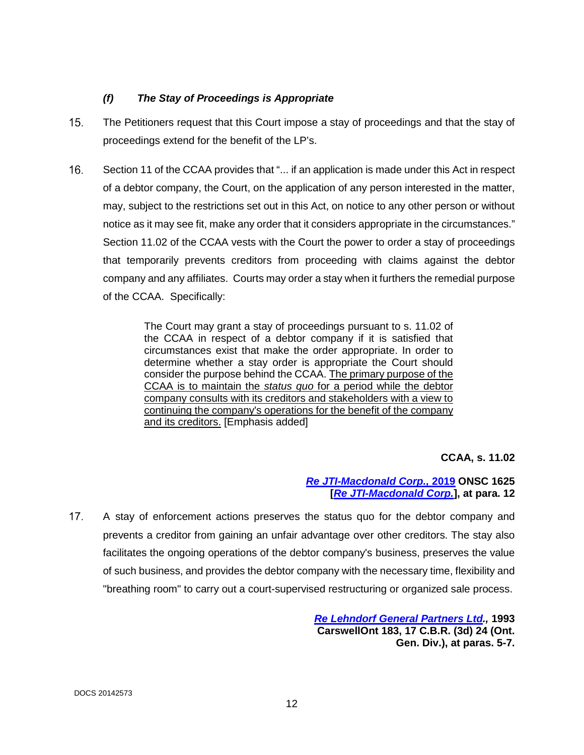### *(f) The Stay of Proceedings is Appropriate*

15. The Petitioners request that this Court impose a stay of proceedings and that the stay of proceedings extend for the benefit of the LP's.

16. Section 11 of the CCAA provides that "... if an application is made under this Act in respect of a debtor company, the Court, on the application of any person interested in the matter, may, subject to the restrictions set out in this Act, on notice to any other person or without notice as it may see fit, make any order that it considers appropriate in the circumstances." Section 11.02 of the CCAA vests with the Court the power to order a stay of proceedings that temporarily prevents creditors from proceeding with claims against the debtor company and any affiliates. Courts may order a stay when it furthers the remedial purpose of the CCAA. Specifically:

> The Court may grant a stay of proceedings pursuant to s. 11.02 of the CCAA in respect of a debtor company if it is satisfied that circumstances exist that make the order appropriate. In order to determine whether a stay order is appropriate the Court should consider the purpose behind the CCAA. <u>The primary purpose of the CCAA is to maintain the *status quo* for a period while the debtor company consults with its creditors and stakeholders with a view to continuing the company's operations for the benefit of the company and its creditors.</u> [Emphasis added]

**CCAA, s. 11.02**

***Re JTI-Macdonald Corp.*, 2019 ONSC 1625 [*Re JTI-Macdonald Corp.*], at para. 12**

17. A stay of enforcement actions preserves the status quo for the debtor company and prevents a creditor from gaining an unfair advantage over other creditors. The stay also facilitates the ongoing operations of the debtor company's business, preserves the value of such business, and provides the debtor company with the necessary time, flexibility and "breathing room" to carry out a court-supervised restructuring or organized sale process.

***Re Lehndorf General Partners Ltd.*, 1993 CarswellOnt 183, 17 C.B.R. (3d) 24 (Ont. Gen. Div.), at paras. 5-7.**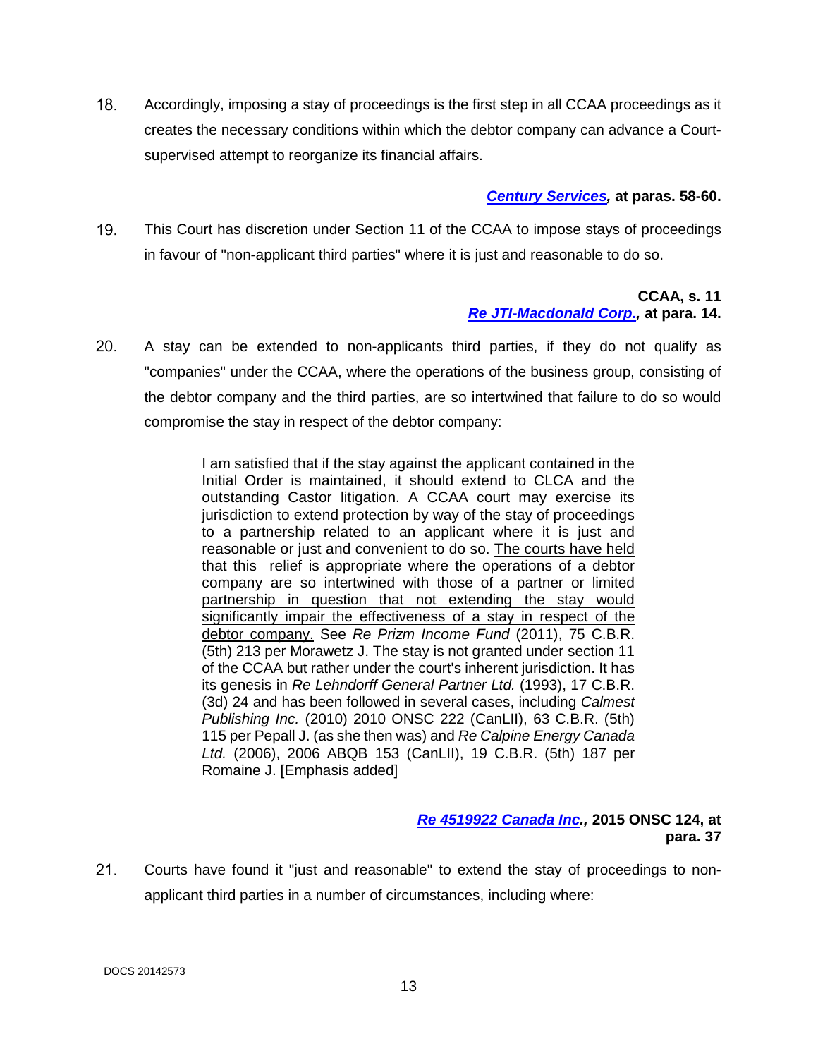18. Accordingly, imposing a stay of proceedings is the first step in all CCAA proceedings as it creates the necessary conditions within which the debtor company can advance a Court-supervised attempt to reorganize its financial affairs.

**_Century Services_, at paras. 58-60.**

19. This Court has discretion under Section 11 of the CCAA to impose stays of proceedings in favour of "non-applicant third parties" where it is just and reasonable to do so.

**CCAA, s. 11**
**_Re JTI-Macdonald Corp._, at para. 14.**

20. A stay can be extended to non-applicants third parties, if they do not qualify as "companies" under the CCAA, where the operations of the business group, consisting of the debtor company and the third parties, are so intertwined that failure to do so would compromise the stay in respect of the debtor company:

> I am satisfied that if the stay against the applicant contained in the Initial Order is maintained, it should extend to CLCA and the outstanding Castor litigation. A CCAA court may exercise its jurisdiction to extend protection by way of the stay of proceedings to a partnership related to an applicant where it is just and reasonable or just and convenient to do so. <u>The courts have held that this relief is appropriate where the operations of a debtor company are so intertwined with those of a partner or limited partnership in question that not extending the stay would significantly impair the effectiveness of a stay in respect of the debtor company.</u> See *Re Prizm Income Fund* (2011), 75 C.B.R. (5th) 213 per Morawetz J. The stay is not granted under section 11 of the CCAA but rather under the court's inherent jurisdiction. It has its genesis in *Re Lehndorff General Partner Ltd.* (1993), 17 C.B.R. (3d) 24 and has been followed in several cases, including *Calmest Publishing Inc.* (2010) 2010 ONSC 222 (CanLII), 63 C.B.R. (5th) 115 per Pepall J. (as she then was) and *Re Calpine Energy Canada Ltd.* (2006), 2006 ABQB 153 (CanLII), 19 C.B.R. (5th) 187 per Romaine J. [Emphasis added]

**_Re 4519922 Canada Inc._, 2015 ONSC 124, at para. 37**

21. Courts have found it "just and reasonable" to extend the stay of proceedings to non-applicant third parties in a number of circumstances, including where: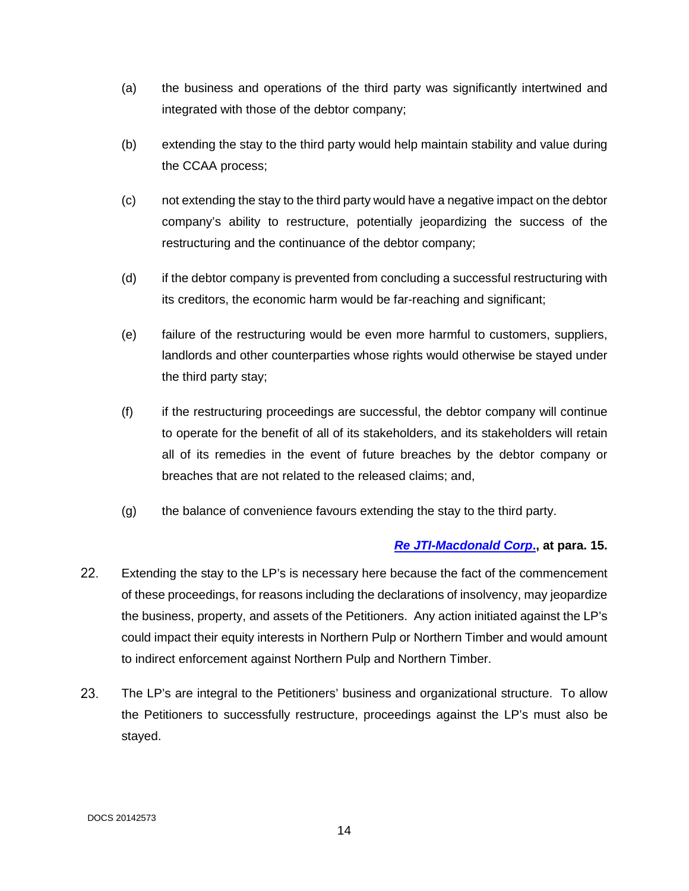(a) the business and operations of the third party was significantly intertwined and integrated with those of the debtor company;

(b) extending the stay to the third party would help maintain stability and value during the CCAA process;

(c) not extending the stay to the third party would have a negative impact on the debtor company's ability to restructure, potentially jeopardizing the success of the restructuring and the continuance of the debtor company;

(d) if the debtor company is prevented from concluding a successful restructuring with its creditors, the economic harm would be far-reaching and significant;

(e) failure of the restructuring would be even more harmful to customers, suppliers, landlords and other counterparties whose rights would otherwise be stayed under the third party stay;

(f) if the restructuring proceedings are successful, the debtor company will continue to operate for the benefit of all of its stakeholders, and its stakeholders will retain all of its remedies in the event of future breaches by the debtor company or breaches that are not related to the released claims; and,

(g) the balance of convenience favours extending the stay to the third party.

***Re JTI-Macdonald Corp.*, at para. 15.**

22. Extending the stay to the LP's is necessary here because the fact of the commencement of these proceedings, for reasons including the declarations of insolvency, may jeopardize the business, property, and assets of the Petitioners. Any action initiated against the LP's could impact their equity interests in Northern Pulp or Northern Timber and would amount to indirect enforcement against Northern Pulp and Northern Timber.

23. The LP's are integral to the Petitioners' business and organizational structure. To allow the Petitioners to successfully restructure, proceedings against the LP's must also be stayed.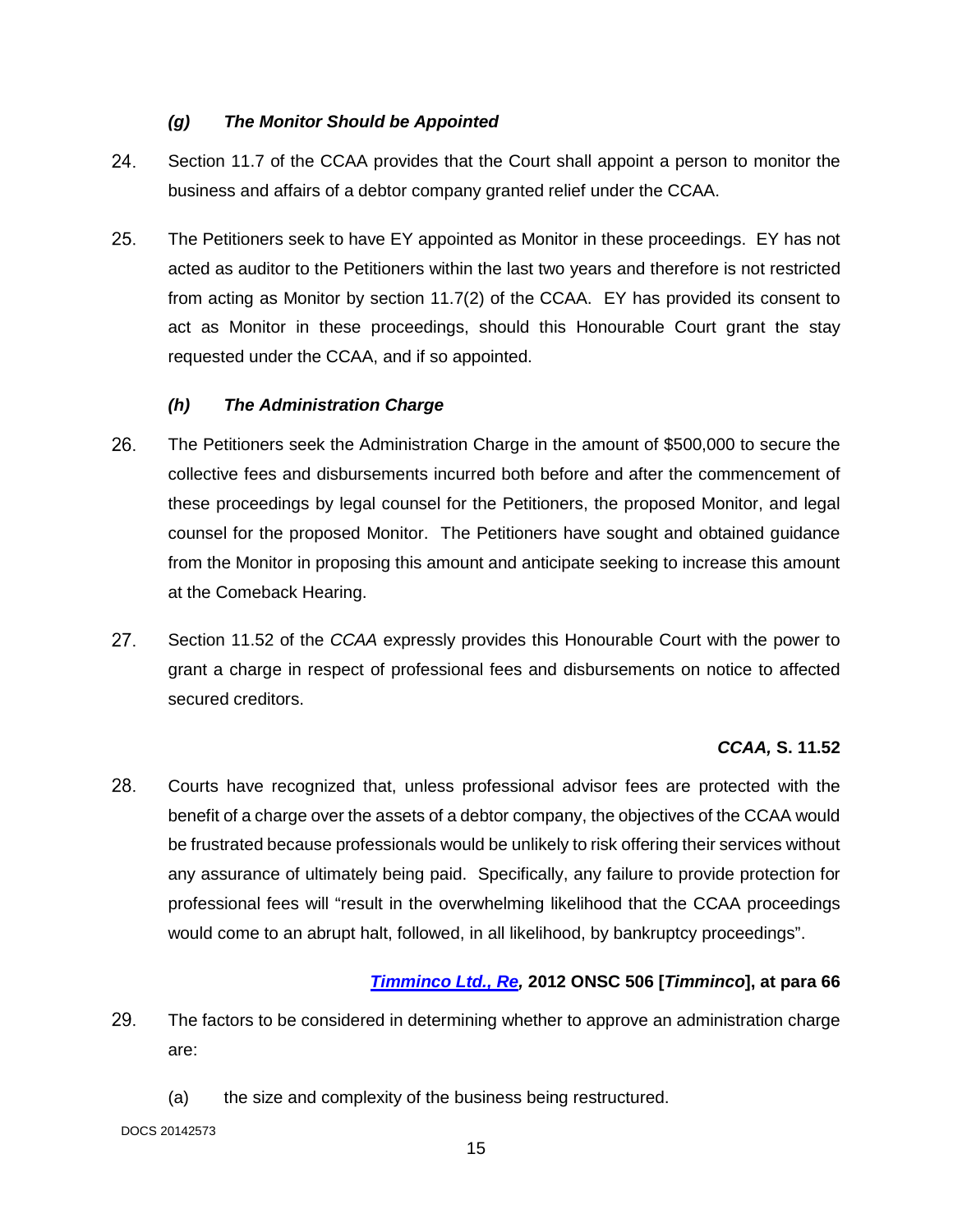### *(g) The Monitor Should be Appointed*

24. Section 11.7 of the CCAA provides that the Court shall appoint a person to monitor the business and affairs of a debtor company granted relief under the CCAA.

25. The Petitioners seek to have EY appointed as Monitor in these proceedings. EY has not acted as auditor to the Petitioners within the last two years and therefore is not restricted from acting as Monitor by section 11.7(2) of the CCAA. EY has provided its consent to act as Monitor in these proceedings, should this Honourable Court grant the stay requested under the CCAA, and if so appointed.

### *(h) The Administration Charge*

26. The Petitioners seek the Administration Charge in the amount of $500,000 to secure the collective fees and disbursements incurred both before and after the commencement of these proceedings by legal counsel for the Petitioners, the proposed Monitor, and legal counsel for the proposed Monitor. The Petitioners have sought and obtained guidance from the Monitor in proposing this amount and anticipate seeking to increase this amount at the Comeback Hearing.

27. Section 11.52 of the *CCAA* expressly provides this Honourable Court with the power to grant a charge in respect of professional fees and disbursements on notice to affected secured creditors.

**_CCAA,_ S. 11.52**

28. Courts have recognized that, unless professional advisor fees are protected with the benefit of a charge over the assets of a debtor company, the objectives of the CCAA would be frustrated because professionals would be unlikely to risk offering their services without any assurance of ultimately being paid. Specifically, any failure to provide protection for professional fees will "result in the overwhelming likelihood that the CCAA proceedings would come to an abrupt halt, followed, in all likelihood, by bankruptcy proceedings".

**_Timminco Ltd., Re_, 2012 ONSC 506 [_Timminco_], at para 66**

29. The factors to be considered in determining whether to approve an administration charge are:

    (a) the size and complexity of the business being restructured.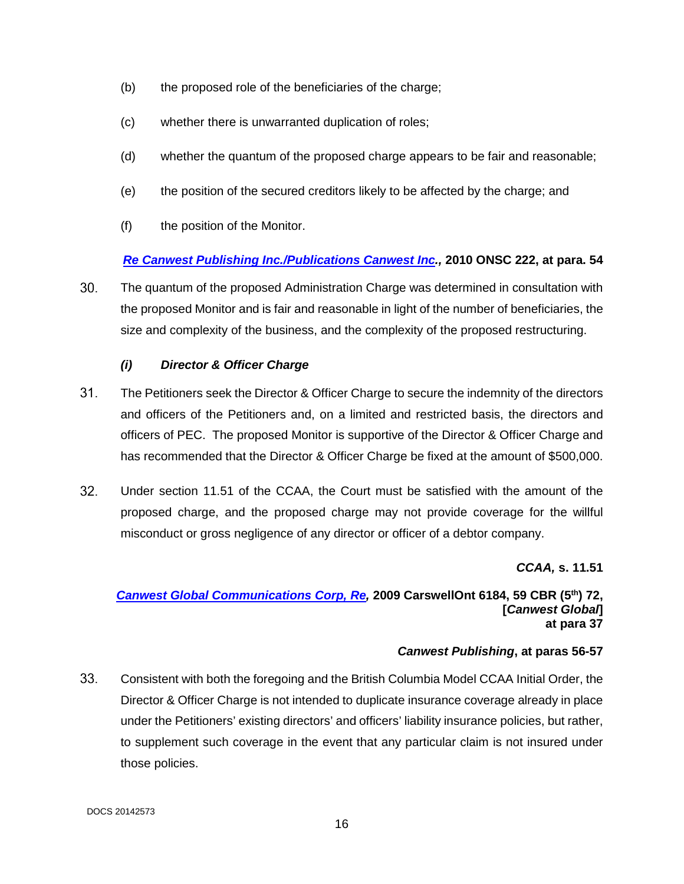(b) the proposed role of the beneficiaries of the charge;

(c) whether there is unwarranted duplication of roles;

(d) whether the quantum of the proposed charge appears to be fair and reasonable;

(e) the position of the secured creditors likely to be affected by the charge; and

(f) the position of the Monitor.

***Re Canwest Publishing Inc./Publications Canwest Inc*., 2010 ONSC 222, at para. 54**

30. The quantum of the proposed Administration Charge was determined in consultation with the proposed Monitor and is fair and reasonable in light of the number of beneficiaries, the size and complexity of the business, and the complexity of the proposed restructuring.

### *(i) Director & Officer Charge*

31. The Petitioners seek the Director & Officer Charge to secure the indemnity of the directors and officers of the Petitioners and, on a limited and restricted basis, the directors and officers of PEC. The proposed Monitor is supportive of the Director & Officer Charge and has recommended that the Director & Officer Charge be fixed at the amount of $500,000.

32. Under section 11.51 of the CCAA, the Court must be satisfied with the amount of the proposed charge, and the proposed charge may not provide coverage for the willful misconduct or gross negligence of any director or officer of a debtor company.

***CCAA,* s. 11.51**

***Canwest Global Communications Corp, Re*, 2009 CarswellOnt 6184, 59 CBR (5th) 72, [*Canwest Global*] at para 37**

***Canwest Publishing*, at paras 56-57**

33. Consistent with both the foregoing and the British Columbia Model CCAA Initial Order, the Director & Officer Charge is not intended to duplicate insurance coverage already in place under the Petitioners' existing directors' and officers' liability insurance policies, but rather, to supplement such coverage in the event that any particular claim is not insured under those policies.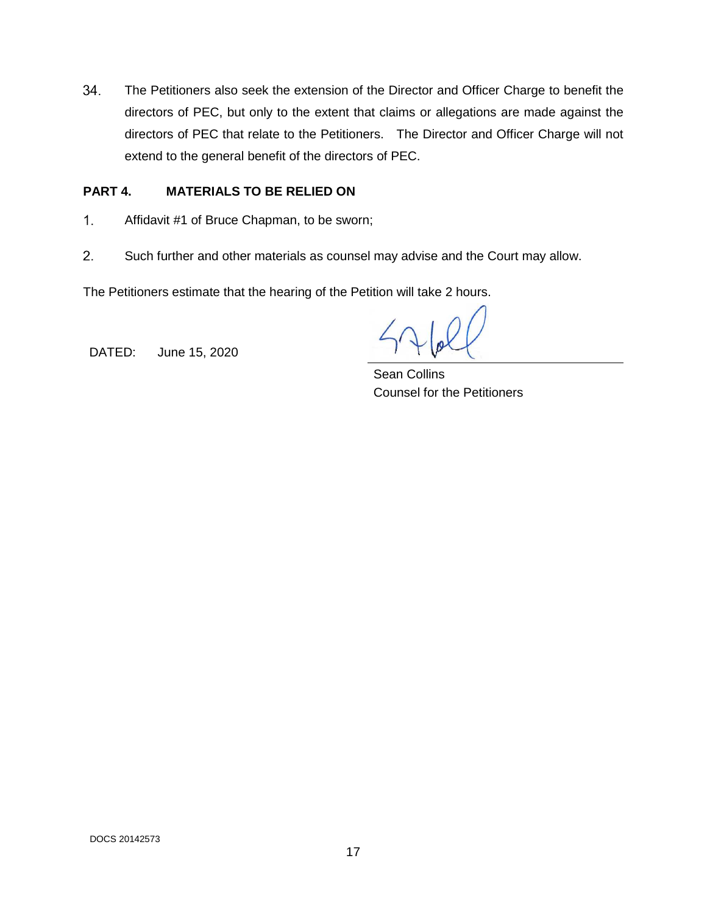34. The Petitioners also seek the extension of the Director and Officer Charge to benefit the directors of PEC, but only to the extent that claims or allegations are made against the directors of PEC that relate to the Petitioners. The Director and Officer Charge will not extend to the general benefit of the directors of PEC.

## PART 4. MATERIALS TO BE RELIED ON

1. Affidavit #1 of Bruce Chapman, to be sworn;
2. Such further and other materials as counsel may advise and the Court may allow.

The Petitioners estimate that the hearing of the Petition will take 2 hours.

DATED: June 15, 2020

Sean Collins
Counsel for the Petitioners

DOCS 20142573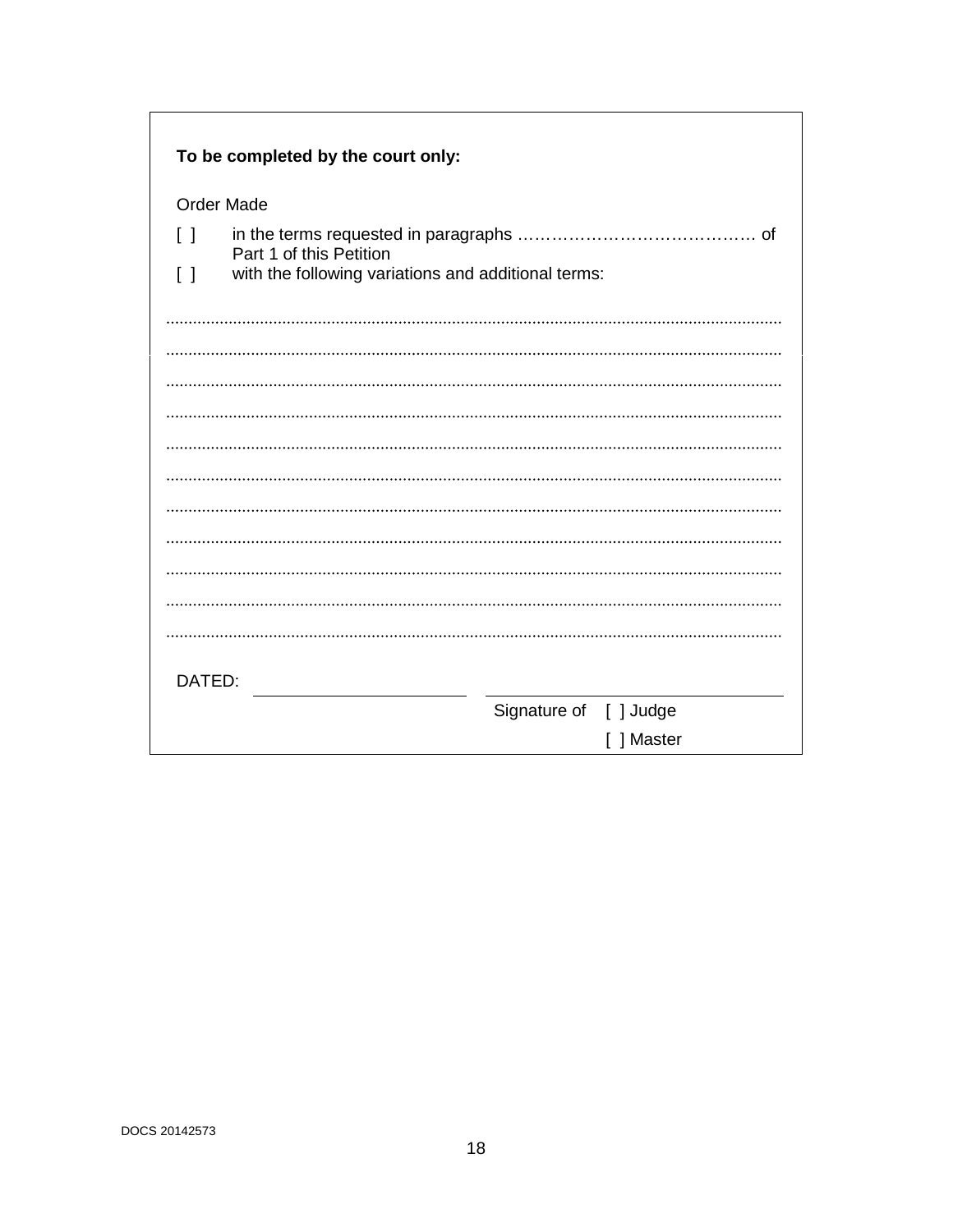**To be completed by the court only:**

Order Made

[ ] in the terms requested in paragraphs …………………………………. of Part 1 of this Petition

[ ] with the following variations and additional terms:

........................................................................................................................................

........................................................................................................................................

........................................................................................................................................

........................................................................................................................................

........................................................................................................................................

........................................................................................................................................

........................................................................................................................................

........................................................................................................................................

........................................................................................................................................

........................................................................................................................................

........................................................................................................................................

DATED: ______________________ ______________________________

Signature of [ ] Judge

[ ] Master

DOCS 20142573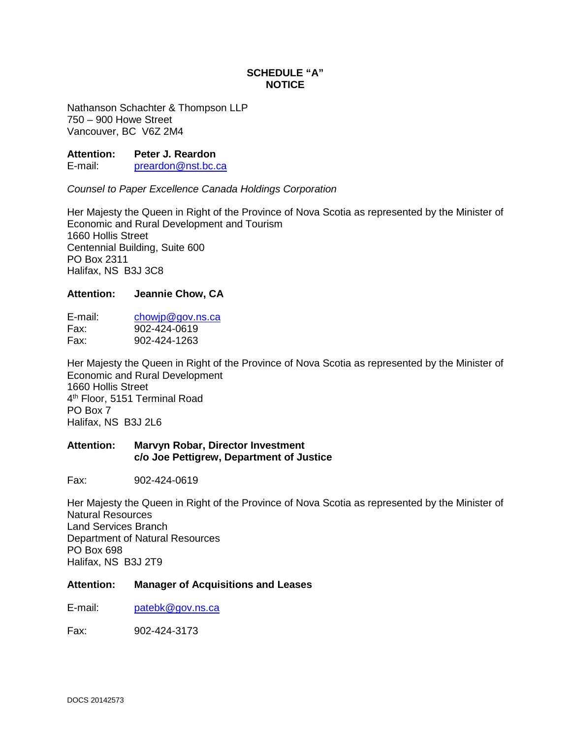# SCHEDULE "A"
# NOTICE

Nathanson Schachter & Thompson LLP
750 – 900 Howe Street
Vancouver, BC V6Z 2M4

**Attention:** **Peter J. Reardon**
E-mail: preardon@nst.bc.ca

*Counsel to Paper Excellence Canada Holdings Corporation*

Her Majesty the Queen in Right of the Province of Nova Scotia as represented by the Minister of Economic and Rural Development and Tourism
1660 Hollis Street
Centennial Building, Suite 600
PO Box 2311
Halifax, NS B3J 3C8

**Attention:** **Jeannie Chow, CA**

E-mail: chowjp@gov.ns.ca
Fax: 902-424-0619
Fax: 902-424-1263

Her Majesty the Queen in Right of the Province of Nova Scotia as represented by the Minister of Economic and Rural Development
1660 Hollis Street
4th Floor, 5151 Terminal Road
PO Box 7
Halifax, NS B3J 2L6

**Attention:** **Marvyn Robar, Director Investment**
**c/o Joe Pettigrew, Department of Justice**

Fax: 902-424-0619

Her Majesty the Queen in Right of the Province of Nova Scotia as represented by the Minister of Natural Resources
Land Services Branch
Department of Natural Resources
PO Box 698
Halifax, NS B3J 2T9

**Attention:** **Manager of Acquisitions and Leases**

E-mail: patebk@gov.ns.ca

Fax: 902-424-3173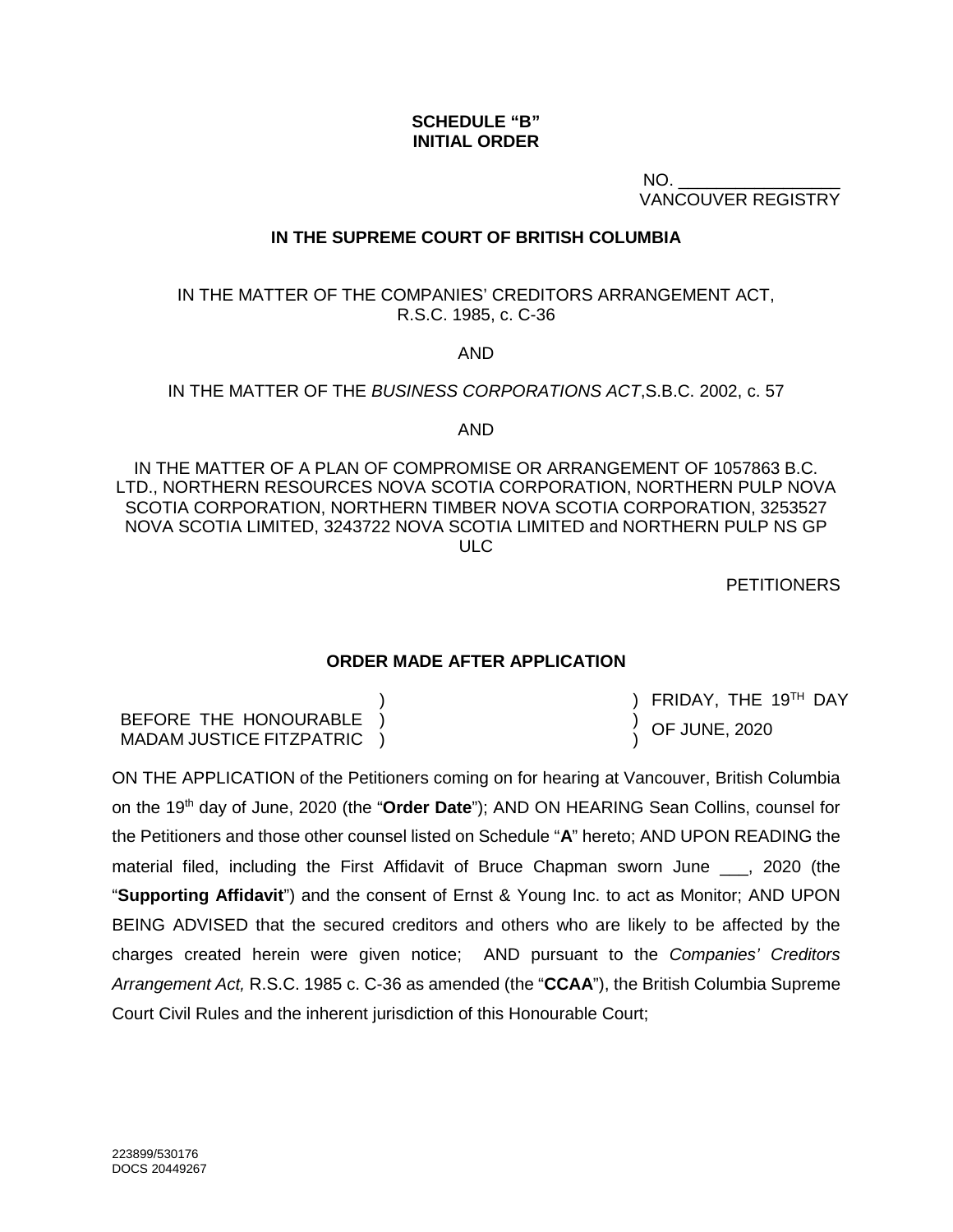**SCHEDULE "B"**
**INITIAL ORDER**

NO. _________________
VANCOUVER REGISTRY

**IN THE SUPREME COURT OF BRITISH COLUMBIA**

IN THE MATTER OF THE COMPANIES' CREDITORS ARRANGEMENT ACT, R.S.C. 1985, c. C-36

AND

IN THE MATTER OF THE *BUSINESS CORPORATIONS ACT*,S.B.C. 2002, c. 57

AND

IN THE MATTER OF A PLAN OF COMPROMISE OR ARRANGEMENT OF 1057863 B.C. LTD., NORTHERN RESOURCES NOVA SCOTIA CORPORATION, NORTHERN PULP NOVA SCOTIA CORPORATION, NORTHERN TIMBER NOVA SCOTIA CORPORATION, 3253527 NOVA SCOTIA LIMITED, 3243722 NOVA SCOTIA LIMITED and NORTHERN PULP NS GP ULC

PETITIONERS

**ORDER MADE AFTER APPLICATION**

| | |
|---|---|
| BEFORE THE HONOURABLE MADAM JUSTICE FITZPATRIC ) | ) FRIDAY, THE 19TH DAY OF JUNE, 2020 |

ON THE APPLICATION of the Petitioners coming on for hearing at Vancouver, British Columbia on the 19th day of June, 2020 (the "**Order Date**"); AND ON HEARING Sean Collins, counsel for the Petitioners and those other counsel listed on Schedule "**A**" hereto; AND UPON READING the material filed, including the First Affidavit of Bruce Chapman sworn June ___, 2020 (the "**Supporting Affidavit**") and the consent of Ernst & Young Inc. to act as Monitor; AND UPON BEING ADVISED that the secured creditors and others who are likely to be affected by the charges created herein were given notice; AND pursuant to the *Companies' Creditors Arrangement Act,* R.S.C. 1985 c. C-36 as amended (the "**CCAA**"), the British Columbia Supreme Court Civil Rules and the inherent jurisdiction of this Honourable Court;

223899/530176
DOCS 20449267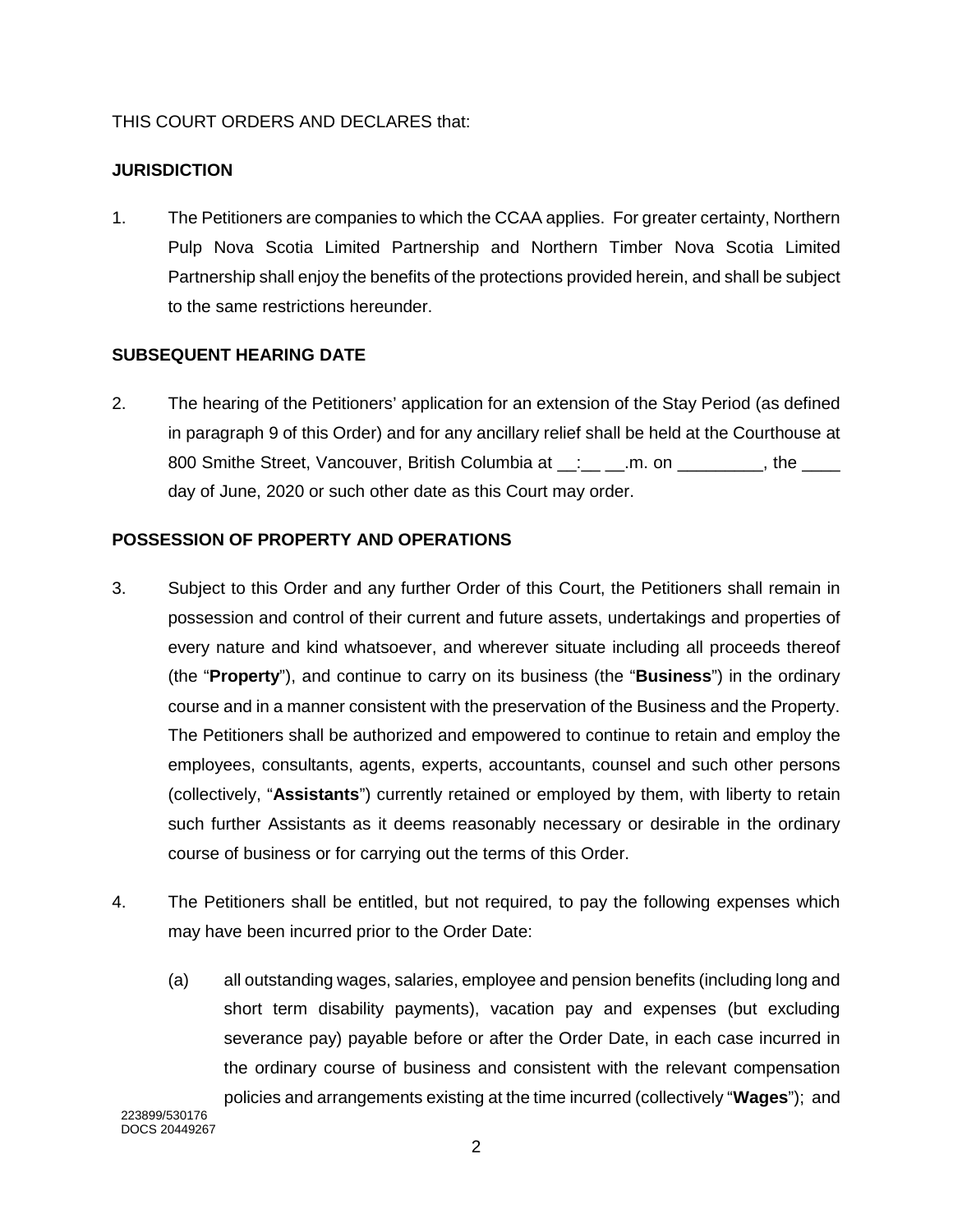THIS COURT ORDERS AND DECLARES that:

**JURISDICTION**

1. The Petitioners are companies to which the CCAA applies. For greater certainty, Northern Pulp Nova Scotia Limited Partnership and Northern Timber Nova Scotia Limited Partnership shall enjoy the benefits of the protections provided herein, and shall be subject to the same restrictions hereunder.

**SUBSEQUENT HEARING DATE**

2. The hearing of the Petitioners' application for an extension of the Stay Period (as defined in paragraph 9 of this Order) and for any ancillary relief shall be held at the Courthouse at 800 Smithe Street, Vancouver, British Columbia at __:__ __.m. on _________, the ____ day of June, 2020 or such other date as this Court may order.

**POSSESSION OF PROPERTY AND OPERATIONS**

3. Subject to this Order and any further Order of this Court, the Petitioners shall remain in possession and control of their current and future assets, undertakings and properties of every nature and kind whatsoever, and wherever situate including all proceeds thereof (the "**Property**"), and continue to carry on its business (the "**Business**") in the ordinary course and in a manner consistent with the preservation of the Business and the Property. The Petitioners shall be authorized and empowered to continue to retain and employ the employees, consultants, agents, experts, accountants, counsel and such other persons (collectively, "**Assistants**") currently retained or employed by them, with liberty to retain such further Assistants as it deems reasonably necessary or desirable in the ordinary course of business or for carrying out the terms of this Order.

4. The Petitioners shall be entitled, but not required, to pay the following expenses which may have been incurred prior to the Order Date:

   (a) all outstanding wages, salaries, employee and pension benefits (including long and short term disability payments), vacation pay and expenses (but excluding severance pay) payable before or after the Order Date, in each case incurred in the ordinary course of business and consistent with the relevant compensation policies and arrangements existing at the time incurred (collectively "**Wages**"); and

223899/530176
DOCS 20449267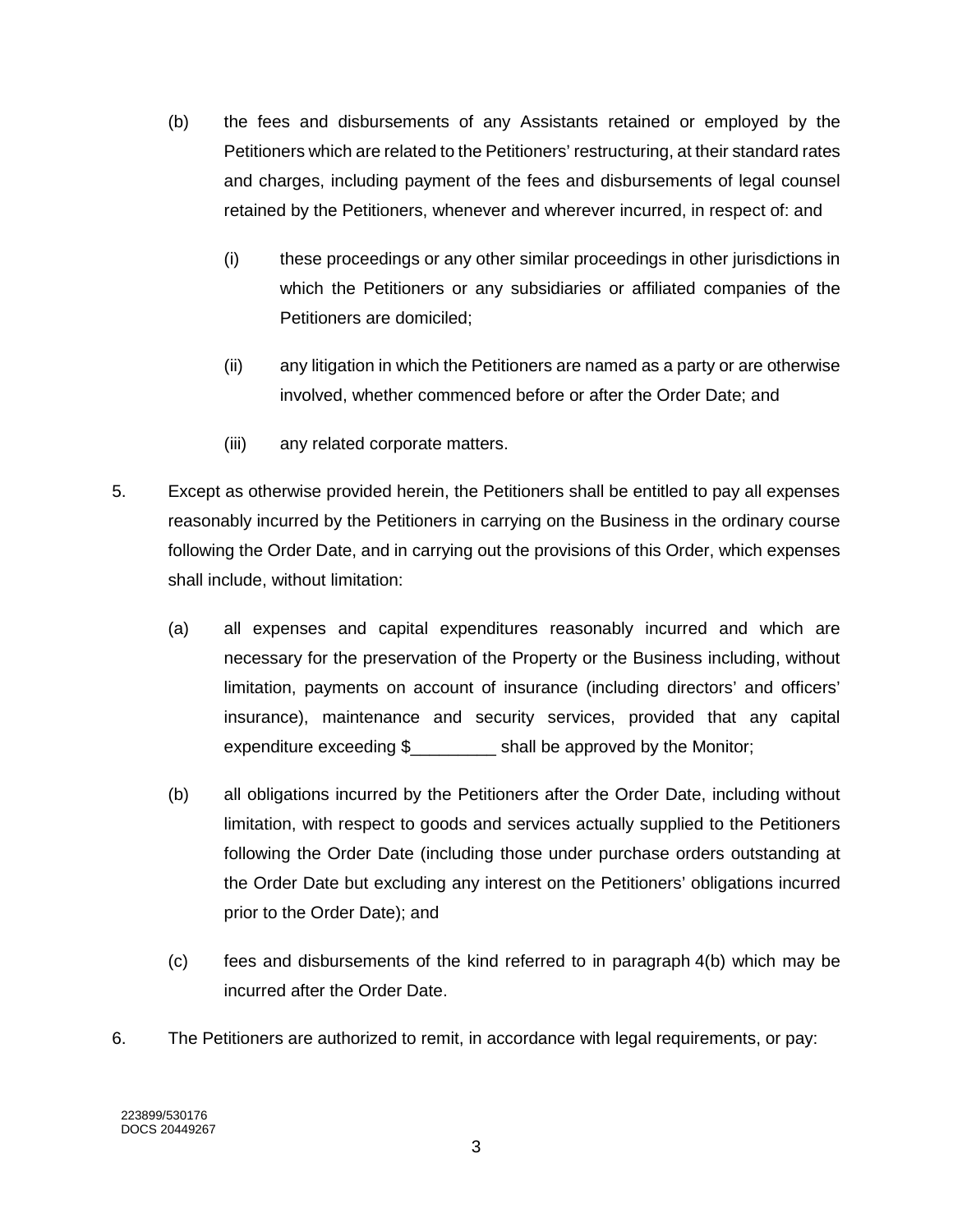(b) the fees and disbursements of any Assistants retained or employed by the Petitioners which are related to the Petitioners' restructuring, at their standard rates and charges, including payment of the fees and disbursements of legal counsel retained by the Petitioners, whenever and wherever incurred, in respect of: and

   (i) these proceedings or any other similar proceedings in other jurisdictions in which the Petitioners or any subsidiaries or affiliated companies of the Petitioners are domiciled;

   (ii) any litigation in which the Petitioners are named as a party or are otherwise involved, whether commenced before or after the Order Date; and

   (iii) any related corporate matters.

5. Except as otherwise provided herein, the Petitioners shall be entitled to pay all expenses reasonably incurred by the Petitioners in carrying on the Business in the ordinary course following the Order Date, and in carrying out the provisions of this Order, which expenses shall include, without limitation:

   (a) all expenses and capital expenditures reasonably incurred and which are necessary for the preservation of the Property or the Business including, without limitation, payments on account of insurance (including directors' and officers' insurance), maintenance and security services, provided that any capital expenditure exceeding $_________ shall be approved by the Monitor;

   (b) all obligations incurred by the Petitioners after the Order Date, including without limitation, with respect to goods and services actually supplied to the Petitioners following the Order Date (including those under purchase orders outstanding at the Order Date but excluding any interest on the Petitioners' obligations incurred prior to the Order Date); and

   (c) fees and disbursements of the kind referred to in paragraph 4(b) which may be incurred after the Order Date.

6. The Petitioners are authorized to remit, in accordance with legal requirements, or pay:

223899/530176
DOCS 20449267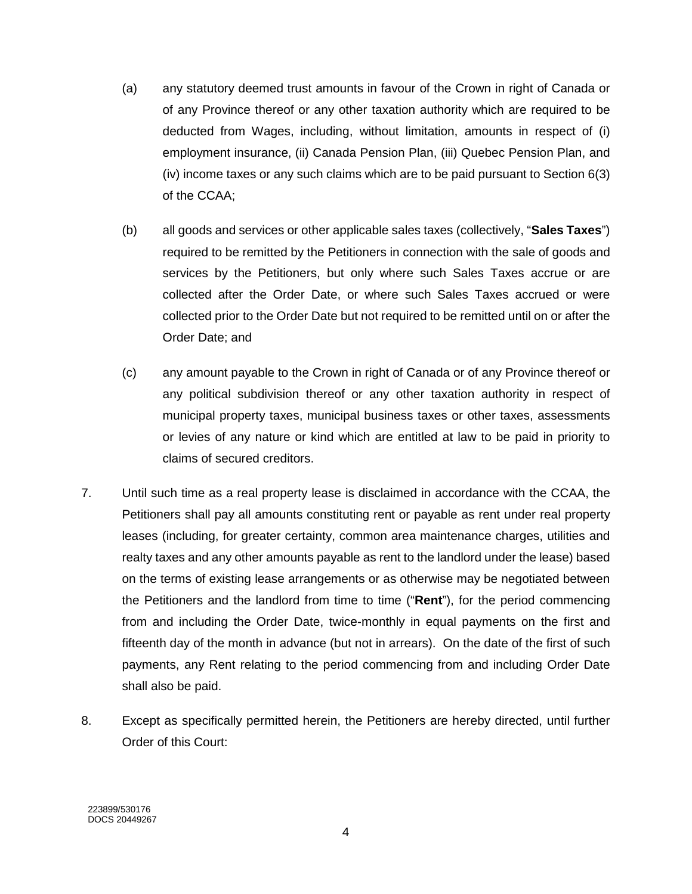(a) any statutory deemed trust amounts in favour of the Crown in right of Canada or of any Province thereof or any other taxation authority which are required to be deducted from Wages, including, without limitation, amounts in respect of (i) employment insurance, (ii) Canada Pension Plan, (iii) Quebec Pension Plan, and (iv) income taxes or any such claims which are to be paid pursuant to Section 6(3) of the CCAA;

(b) all goods and services or other applicable sales taxes (collectively, "**Sales Taxes**") required to be remitted by the Petitioners in connection with the sale of goods and services by the Petitioners, but only where such Sales Taxes accrue or are collected after the Order Date, or where such Sales Taxes accrued or were collected prior to the Order Date but not required to be remitted until on or after the Order Date; and

(c) any amount payable to the Crown in right of Canada or of any Province thereof or any political subdivision thereof or any other taxation authority in respect of municipal property taxes, municipal business taxes or other taxes, assessments or levies of any nature or kind which are entitled at law to be paid in priority to claims of secured creditors.

7. Until such time as a real property lease is disclaimed in accordance with the CCAA, the Petitioners shall pay all amounts constituting rent or payable as rent under real property leases (including, for greater certainty, common area maintenance charges, utilities and realty taxes and any other amounts payable as rent to the landlord under the lease) based on the terms of existing lease arrangements or as otherwise may be negotiated between the Petitioners and the landlord from time to time ("**Rent**"), for the period commencing from and including the Order Date, twice-monthly in equal payments on the first and fifteenth day of the month in advance (but not in arrears). On the date of the first of such payments, any Rent relating to the period commencing from and including Order Date shall also be paid.

8. Except as specifically permitted herein, the Petitioners are hereby directed, until further Order of this Court:

223899/530176
DOCS 20449267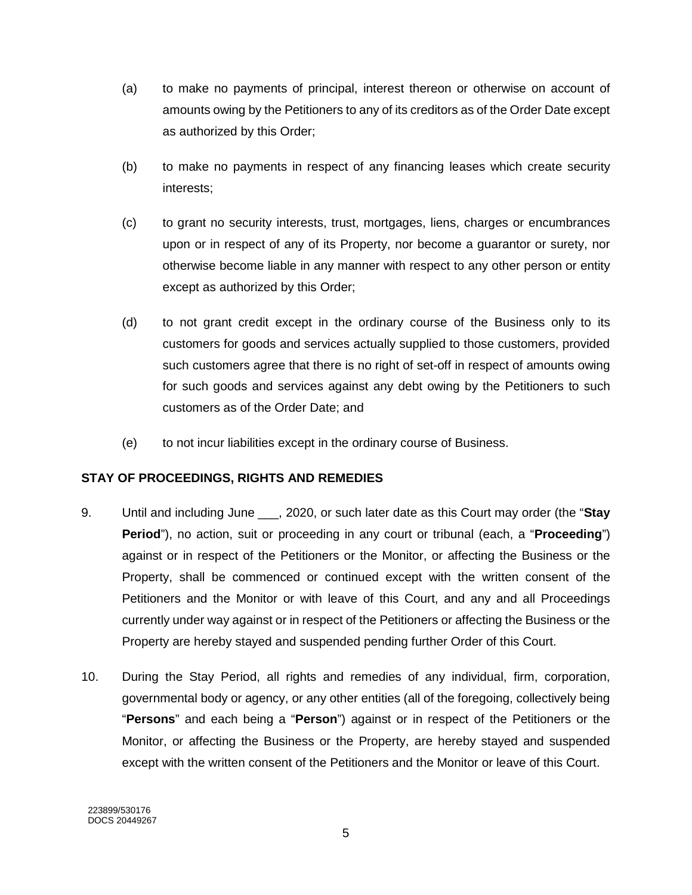(a) to make no payments of principal, interest thereon or otherwise on account of amounts owing by the Petitioners to any of its creditors as of the Order Date except as authorized by this Order;

(b) to make no payments in respect of any financing leases which create security interests;

(c) to grant no security interests, trust, mortgages, liens, charges or encumbrances upon or in respect of any of its Property, nor become a guarantor or surety, nor otherwise become liable in any manner with respect to any other person or entity except as authorized by this Order;

(d) to not grant credit except in the ordinary course of the Business only to its customers for goods and services actually supplied to those customers, provided such customers agree that there is no right of set-off in respect of amounts owing for such goods and services against any debt owing by the Petitioners to such customers as of the Order Date; and

(e) to not incur liabilities except in the ordinary course of Business.

## STAY OF PROCEEDINGS, RIGHTS AND REMEDIES

9. Until and including June ___, 2020, or such later date as this Court may order (the "**Stay Period**"), no action, suit or proceeding in any court or tribunal (each, a "**Proceeding**") against or in respect of the Petitioners or the Monitor, or affecting the Business or the Property, shall be commenced or continued except with the written consent of the Petitioners and the Monitor or with leave of this Court, and any and all Proceedings currently under way against or in respect of the Petitioners or affecting the Business or the Property are hereby stayed and suspended pending further Order of this Court.

10. During the Stay Period, all rights and remedies of any individual, firm, corporation, governmental body or agency, or any other entities (all of the foregoing, collectively being "**Persons**" and each being a "**Person**") against or in respect of the Petitioners or the Monitor, or affecting the Business or the Property, are hereby stayed and suspended except with the written consent of the Petitioners and the Monitor or leave of this Court.

223899/530176
DOCS 20449267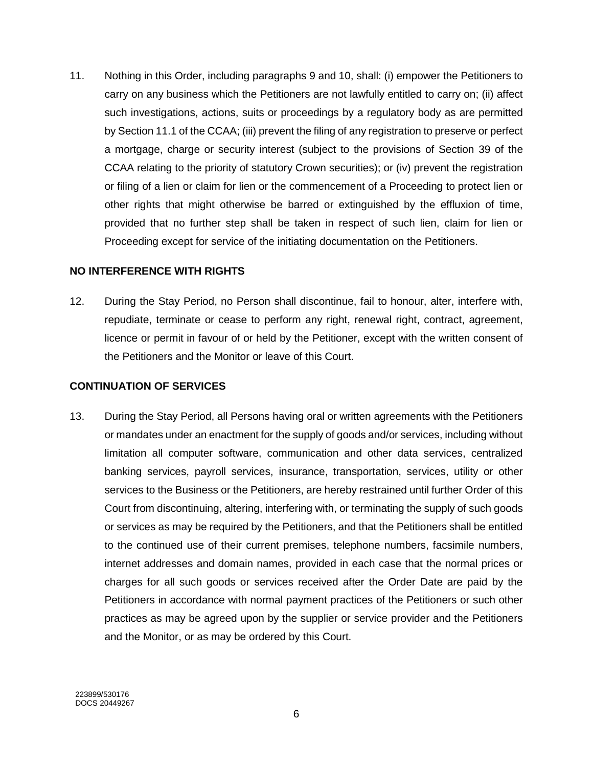11. Nothing in this Order, including paragraphs 9 and 10, shall: (i) empower the Petitioners to carry on any business which the Petitioners are not lawfully entitled to carry on; (ii) affect such investigations, actions, suits or proceedings by a regulatory body as are permitted by Section 11.1 of the CCAA; (iii) prevent the filing of any registration to preserve or perfect a mortgage, charge or security interest (subject to the provisions of Section 39 of the CCAA relating to the priority of statutory Crown securities); or (iv) prevent the registration or filing of a lien or claim for lien or the commencement of a Proceeding to protect lien or other rights that might otherwise be barred or extinguished by the effluxion of time, provided that no further step shall be taken in respect of such lien, claim for lien or Proceeding except for service of the initiating documentation on the Petitioners.

**NO INTERFERENCE WITH RIGHTS**

12. During the Stay Period, no Person shall discontinue, fail to honour, alter, interfere with, repudiate, terminate or cease to perform any right, renewal right, contract, agreement, licence or permit in favour of or held by the Petitioner, except with the written consent of the Petitioners and the Monitor or leave of this Court.

**CONTINUATION OF SERVICES**

13. During the Stay Period, all Persons having oral or written agreements with the Petitioners or mandates under an enactment for the supply of goods and/or services, including without limitation all computer software, communication and other data services, centralized banking services, payroll services, insurance, transportation, services, utility or other services to the Business or the Petitioners, are hereby restrained until further Order of this Court from discontinuing, altering, interfering with, or terminating the supply of such goods or services as may be required by the Petitioners, and that the Petitioners shall be entitled to the continued use of their current premises, telephone numbers, facsimile numbers, internet addresses and domain names, provided in each case that the normal prices or charges for all such goods or services received after the Order Date are paid by the Petitioners in accordance with normal payment practices of the Petitioners or such other practices as may be agreed upon by the supplier or service provider and the Petitioners and the Monitor, or as may be ordered by this Court.

223899/530176
DOCS 20449267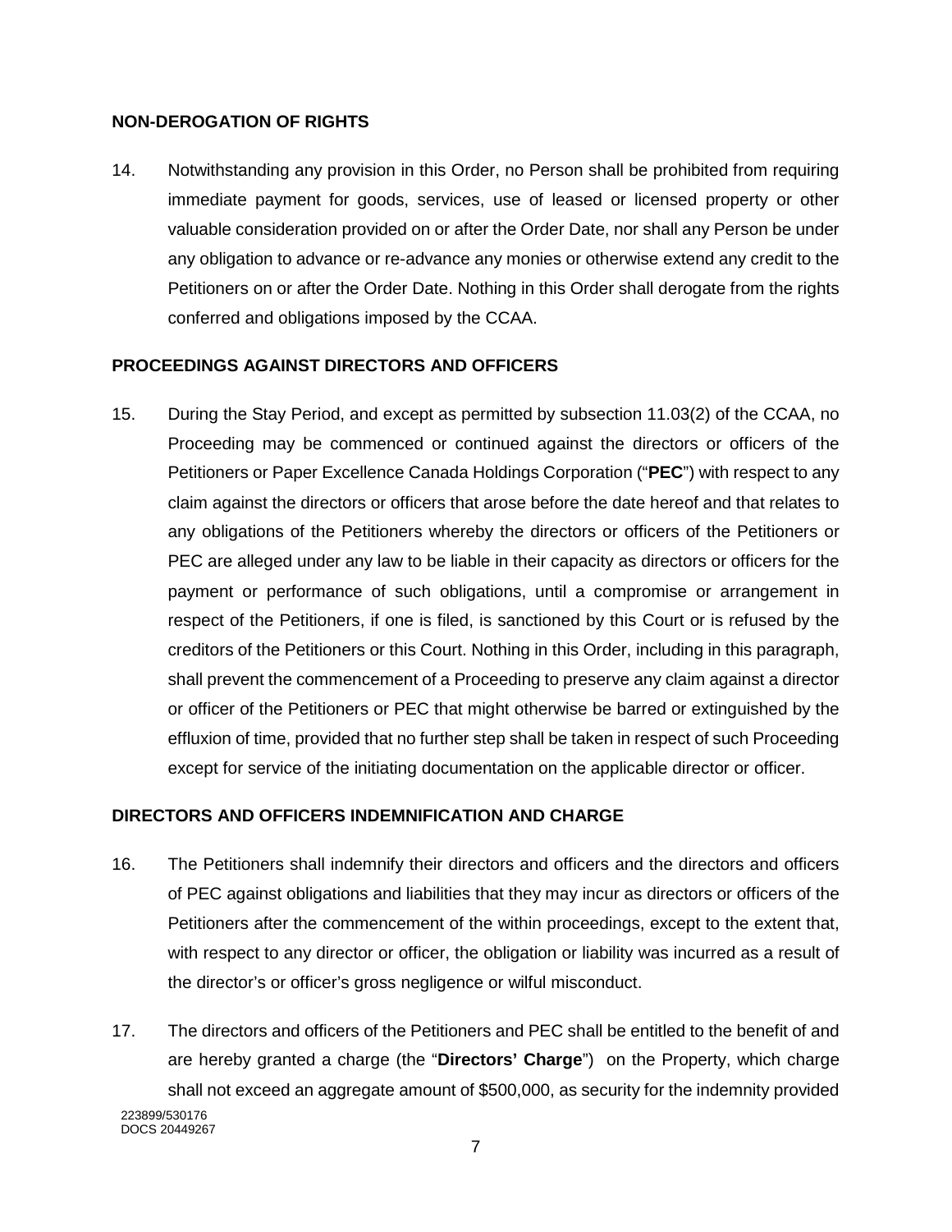**NON-DEROGATION OF RIGHTS**

14. Notwithstanding any provision in this Order, no Person shall be prohibited from requiring immediate payment for goods, services, use of leased or licensed property or other valuable consideration provided on or after the Order Date, nor shall any Person be under any obligation to advance or re-advance any monies or otherwise extend any credit to the Petitioners on or after the Order Date. Nothing in this Order shall derogate from the rights conferred and obligations imposed by the CCAA.

**PROCEEDINGS AGAINST DIRECTORS AND OFFICERS**

15. During the Stay Period, and except as permitted by subsection 11.03(2) of the CCAA, no Proceeding may be commenced or continued against the directors or officers of the Petitioners or Paper Excellence Canada Holdings Corporation ("**PEC**") with respect to any claim against the directors or officers that arose before the date hereof and that relates to any obligations of the Petitioners whereby the directors or officers of the Petitioners or PEC are alleged under any law to be liable in their capacity as directors or officers for the payment or performance of such obligations, until a compromise or arrangement in respect of the Petitioners, if one is filed, is sanctioned by this Court or is refused by the creditors of the Petitioners or this Court. Nothing in this Order, including in this paragraph, shall prevent the commencement of a Proceeding to preserve any claim against a director or officer of the Petitioners or PEC that might otherwise be barred or extinguished by the effluxion of time, provided that no further step shall be taken in respect of such Proceeding except for service of the initiating documentation on the applicable director or officer.

**DIRECTORS AND OFFICERS INDEMNIFICATION AND CHARGE**

16. The Petitioners shall indemnify their directors and officers and the directors and officers of PEC against obligations and liabilities that they may incur as directors or officers of the Petitioners after the commencement of the within proceedings, except to the extent that, with respect to any director or officer, the obligation or liability was incurred as a result of the director's or officer's gross negligence or wilful misconduct.

17. The directors and officers of the Petitioners and PEC shall be entitled to the benefit of and are hereby granted a charge (the "**Directors' Charge**") on the Property, which charge shall not exceed an aggregate amount of $500,000, as security for the indemnity provided

223899/530176
DOCS 20449267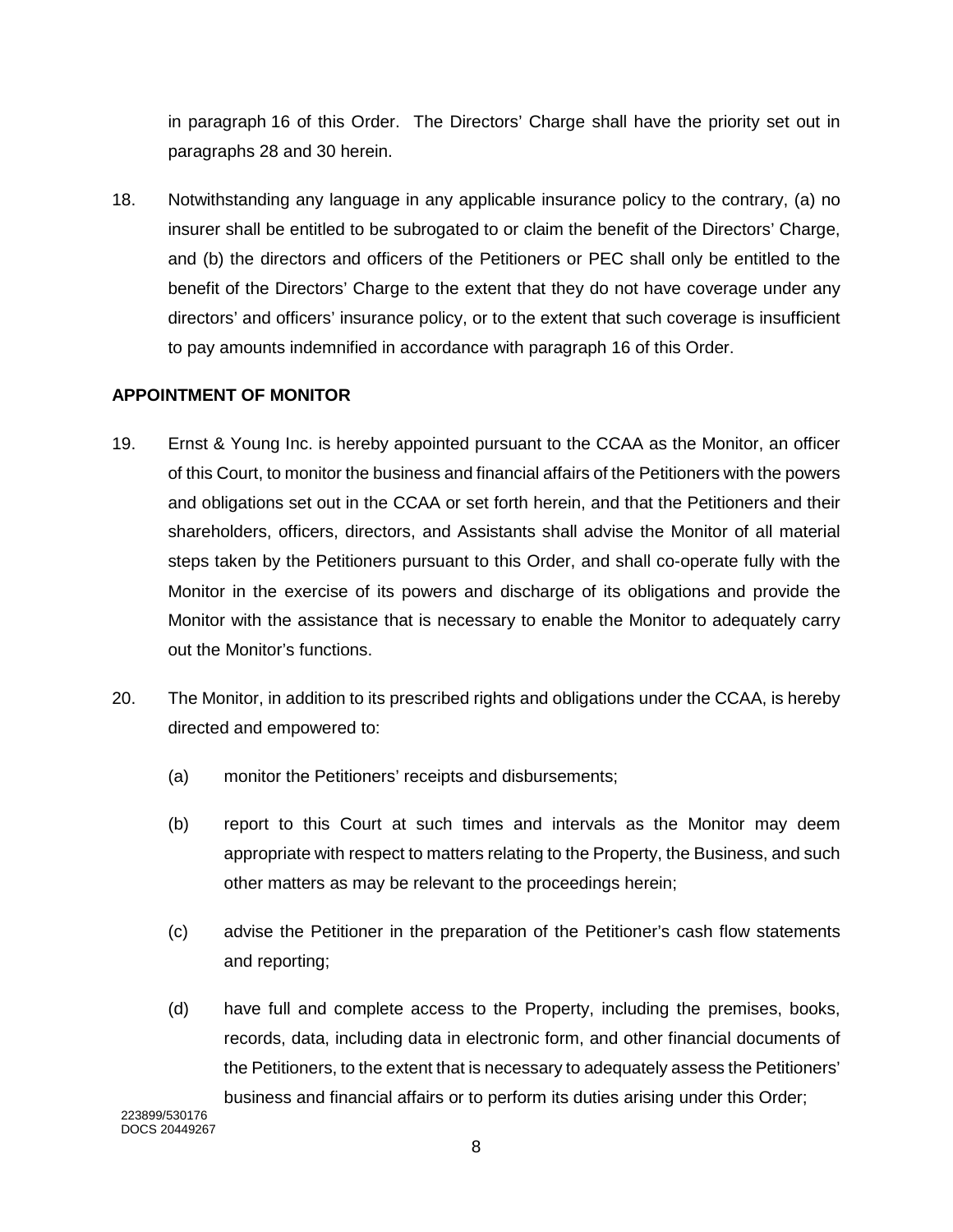in paragraph 16 of this Order. The Directors' Charge shall have the priority set out in paragraphs 28 and 30 herein.

18. Notwithstanding any language in any applicable insurance policy to the contrary, (a) no insurer shall be entitled to be subrogated to or claim the benefit of the Directors' Charge, and (b) the directors and officers of the Petitioners or PEC shall only be entitled to the benefit of the Directors' Charge to the extent that they do not have coverage under any directors' and officers' insurance policy, or to the extent that such coverage is insufficient to pay amounts indemnified in accordance with paragraph 16 of this Order.

**APPOINTMENT OF MONITOR**

19. Ernst & Young Inc. is hereby appointed pursuant to the CCAA as the Monitor, an officer of this Court, to monitor the business and financial affairs of the Petitioners with the powers and obligations set out in the CCAA or set forth herein, and that the Petitioners and their shareholders, officers, directors, and Assistants shall advise the Monitor of all material steps taken by the Petitioners pursuant to this Order, and shall co-operate fully with the Monitor in the exercise of its powers and discharge of its obligations and provide the Monitor with the assistance that is necessary to enable the Monitor to adequately carry out the Monitor's functions.

20. The Monitor, in addition to its prescribed rights and obligations under the CCAA, is hereby directed and empowered to:

    (a) monitor the Petitioners' receipts and disbursements;

    (b) report to this Court at such times and intervals as the Monitor may deem appropriate with respect to matters relating to the Property, the Business, and such other matters as may be relevant to the proceedings herein;

    (c) advise the Petitioner in the preparation of the Petitioner's cash flow statements and reporting;

    (d) have full and complete access to the Property, including the premises, books, records, data, including data in electronic form, and other financial documents of the Petitioners, to the extent that is necessary to adequately assess the Petitioners' business and financial affairs or to perform its duties arising under this Order;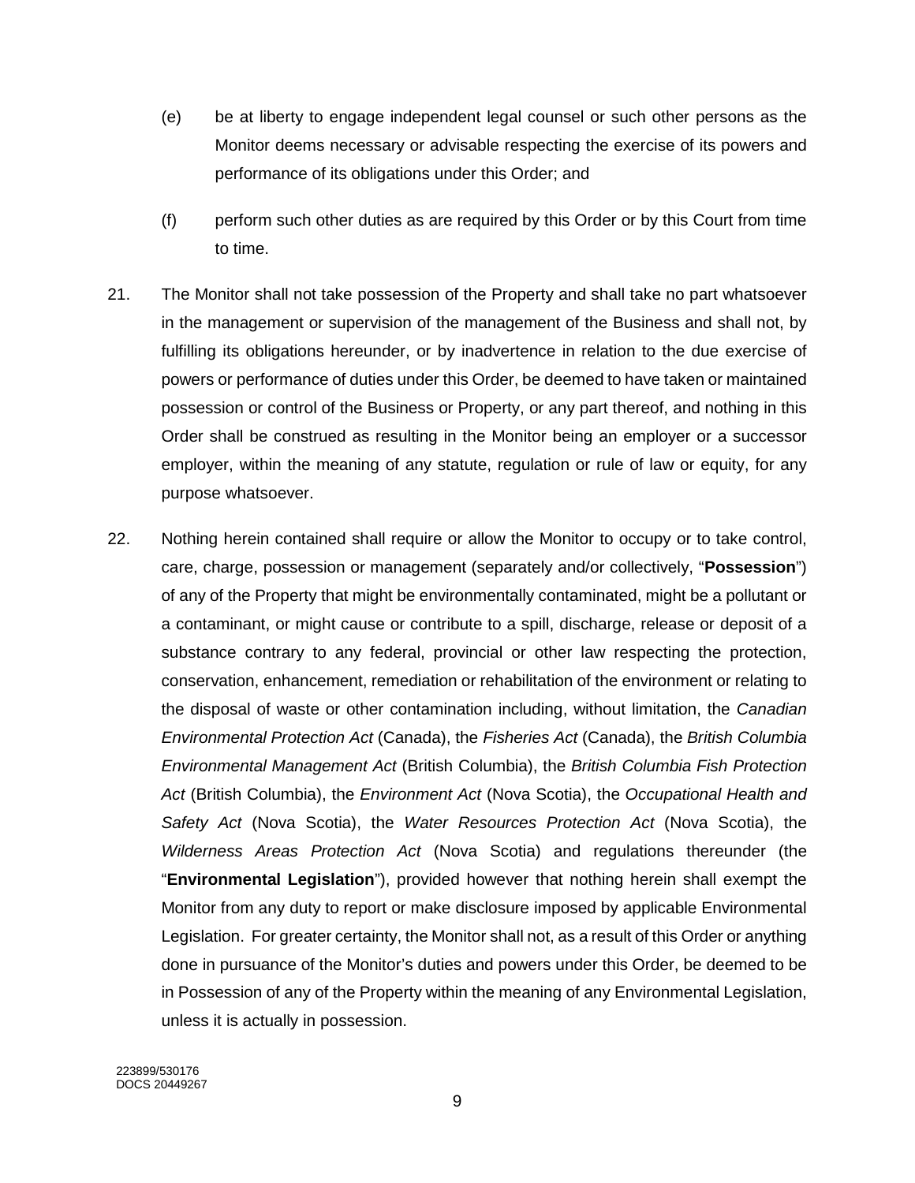(e) be at liberty to engage independent legal counsel or such other persons as the Monitor deems necessary or advisable respecting the exercise of its powers and performance of its obligations under this Order; and

(f) perform such other duties as are required by this Order or by this Court from time to time.

21. The Monitor shall not take possession of the Property and shall take no part whatsoever in the management or supervision of the management of the Business and shall not, by fulfilling its obligations hereunder, or by inadvertence in relation to the due exercise of powers or performance of duties under this Order, be deemed to have taken or maintained possession or control of the Business or Property, or any part thereof, and nothing in this Order shall be construed as resulting in the Monitor being an employer or a successor employer, within the meaning of any statute, regulation or rule of law or equity, for any purpose whatsoever.

22. Nothing herein contained shall require or allow the Monitor to occupy or to take control, care, charge, possession or management (separately and/or collectively, "**Possession**") of any of the Property that might be environmentally contaminated, might be a pollutant or a contaminant, or might cause or contribute to a spill, discharge, release or deposit of a substance contrary to any federal, provincial or other law respecting the protection, conservation, enhancement, remediation or rehabilitation of the environment or relating to the disposal of waste or other contamination including, without limitation, the *Canadian Environmental Protection Act* (Canada), the *Fisheries Act* (Canada), the *British Columbia Environmental Management Act* (British Columbia), the *British Columbia Fish Protection Act* (British Columbia), the *Environment Act* (Nova Scotia), the *Occupational Health and Safety Act* (Nova Scotia), the *Water Resources Protection Act* (Nova Scotia), the *Wilderness Areas Protection Act* (Nova Scotia) and regulations thereunder (the "**Environmental Legislation**"), provided however that nothing herein shall exempt the Monitor from any duty to report or make disclosure imposed by applicable Environmental Legislation. For greater certainty, the Monitor shall not, as a result of this Order or anything done in pursuance of the Monitor's duties and powers under this Order, be deemed to be in Possession of any of the Property within the meaning of any Environmental Legislation, unless it is actually in possession.

223899/530176
DOCS 20449267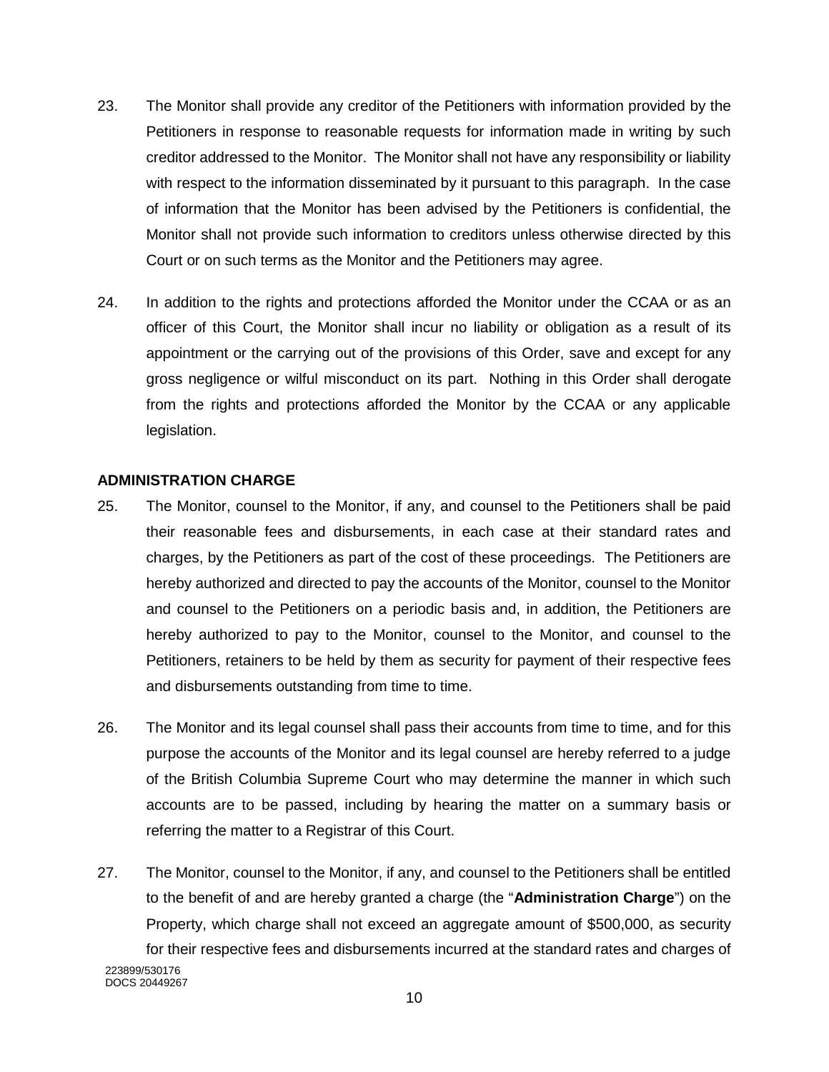23. The Monitor shall provide any creditor of the Petitioners with information provided by the Petitioners in response to reasonable requests for information made in writing by such creditor addressed to the Monitor. The Monitor shall not have any responsibility or liability with respect to the information disseminated by it pursuant to this paragraph. In the case of information that the Monitor has been advised by the Petitioners is confidential, the Monitor shall not provide such information to creditors unless otherwise directed by this Court or on such terms as the Monitor and the Petitioners may agree.

24. In addition to the rights and protections afforded the Monitor under the CCAA or as an officer of this Court, the Monitor shall incur no liability or obligation as a result of its appointment or the carrying out of the provisions of this Order, save and except for any gross negligence or wilful misconduct on its part. Nothing in this Order shall derogate from the rights and protections afforded the Monitor by the CCAA or any applicable legislation.

**ADMINISTRATION CHARGE**

25. The Monitor, counsel to the Monitor, if any, and counsel to the Petitioners shall be paid their reasonable fees and disbursements, in each case at their standard rates and charges, by the Petitioners as part of the cost of these proceedings. The Petitioners are hereby authorized and directed to pay the accounts of the Monitor, counsel to the Monitor and counsel to the Petitioners on a periodic basis and, in addition, the Petitioners are hereby authorized to pay to the Monitor, counsel to the Monitor, and counsel to the Petitioners, retainers to be held by them as security for payment of their respective fees and disbursements outstanding from time to time.

26. The Monitor and its legal counsel shall pass their accounts from time to time, and for this purpose the accounts of the Monitor and its legal counsel are hereby referred to a judge of the British Columbia Supreme Court who may determine the manner in which such accounts are to be passed, including by hearing the matter on a summary basis or referring the matter to a Registrar of this Court.

27. The Monitor, counsel to the Monitor, if any, and counsel to the Petitioners shall be entitled to the benefit of and are hereby granted a charge (the "**Administration Charge**") on the Property, which charge shall not exceed an aggregate amount of $500,000, as security for their respective fees and disbursements incurred at the standard rates and charges of

223899/530176
DOCS 20449267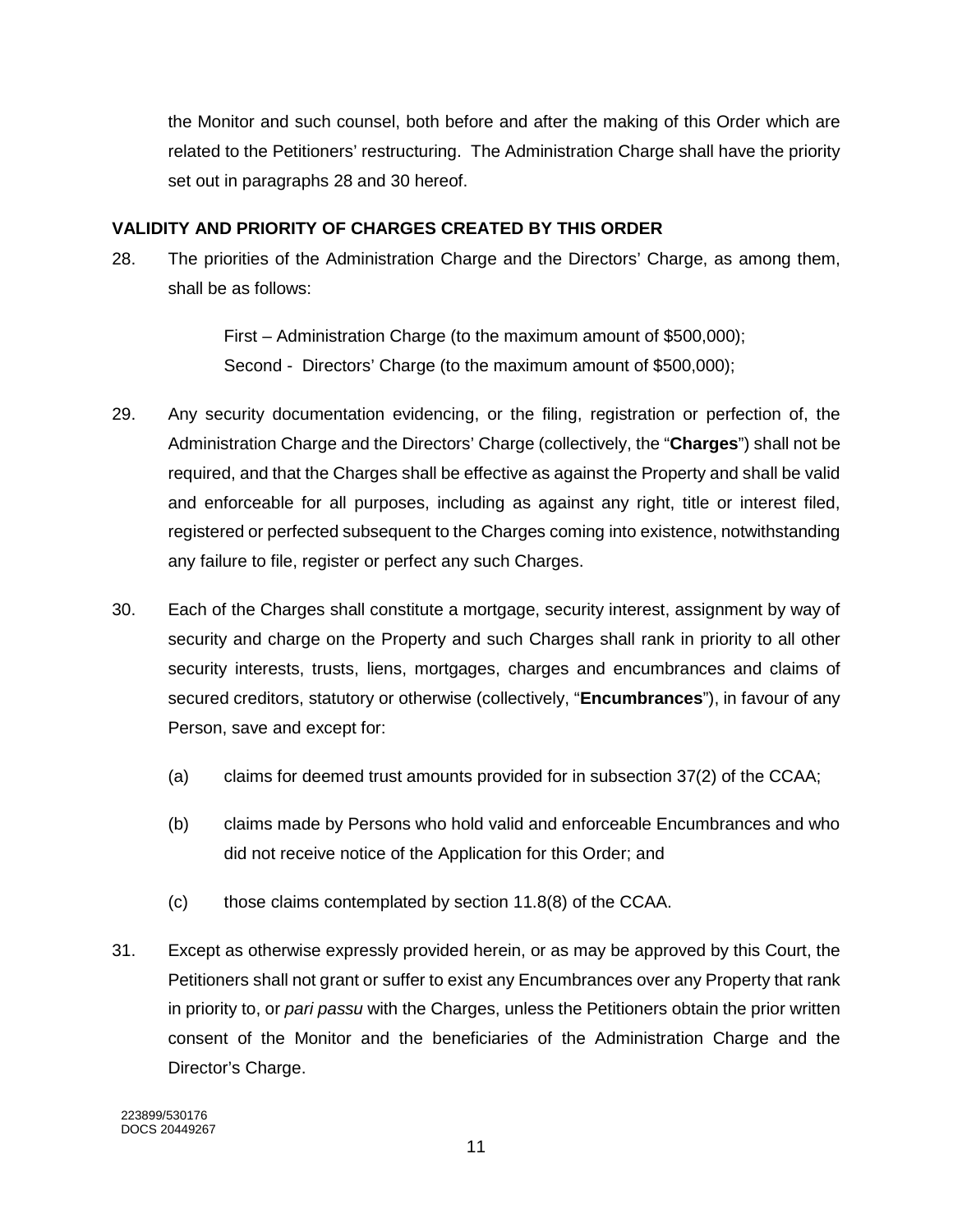the Monitor and such counsel, both before and after the making of this Order which are related to the Petitioners' restructuring. The Administration Charge shall have the priority set out in paragraphs 28 and 30 hereof.

**VALIDITY AND PRIORITY OF CHARGES CREATED BY THIS ORDER**

28. The priorities of the Administration Charge and the Directors' Charge, as among them, shall be as follows:

    First – Administration Charge (to the maximum amount of $500,000);
    Second - Directors' Charge (to the maximum amount of $500,000);

29. Any security documentation evidencing, or the filing, registration or perfection of, the Administration Charge and the Directors' Charge (collectively, the "**Charges**") shall not be required, and that the Charges shall be effective as against the Property and shall be valid and enforceable for all purposes, including as against any right, title or interest filed, registered or perfected subsequent to the Charges coming into existence, notwithstanding any failure to file, register or perfect any such Charges.

30. Each of the Charges shall constitute a mortgage, security interest, assignment by way of security and charge on the Property and such Charges shall rank in priority to all other security interests, trusts, liens, mortgages, charges and encumbrances and claims of secured creditors, statutory or otherwise (collectively, "**Encumbrances**"), in favour of any Person, save and except for:

    (a) claims for deemed trust amounts provided for in subsection 37(2) of the CCAA;

    (b) claims made by Persons who hold valid and enforceable Encumbrances and who did not receive notice of the Application for this Order; and

    (c) those claims contemplated by section 11.8(8) of the CCAA.

31. Except as otherwise expressly provided herein, or as may be approved by this Court, the Petitioners shall not grant or suffer to exist any Encumbrances over any Property that rank in priority to, or *pari passu* with the Charges, unless the Petitioners obtain the prior written consent of the Monitor and the beneficiaries of the Administration Charge and the Director's Charge.

223899/530176
DOCS 20449267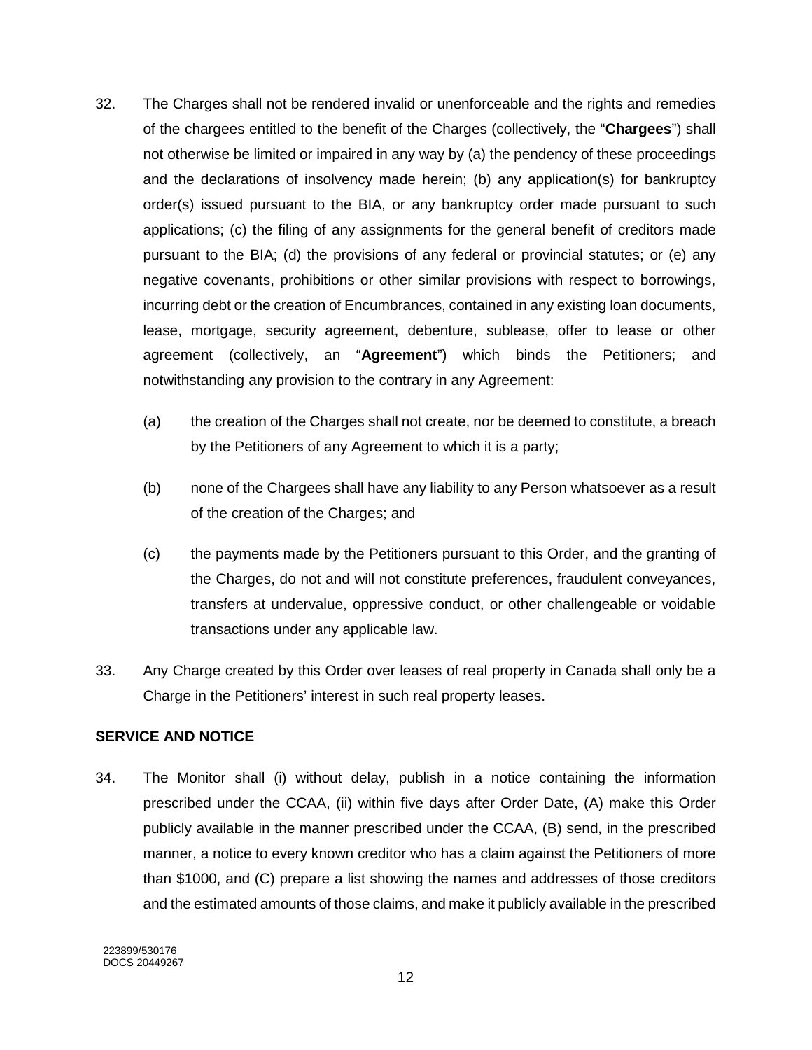32. The Charges shall not be rendered invalid or unenforceable and the rights and remedies of the chargees entitled to the benefit of the Charges (collectively, the "**Chargees**") shall not otherwise be limited or impaired in any way by (a) the pendency of these proceedings and the declarations of insolvency made herein; (b) any application(s) for bankruptcy order(s) issued pursuant to the BIA, or any bankruptcy order made pursuant to such applications; (c) the filing of any assignments for the general benefit of creditors made pursuant to the BIA; (d) the provisions of any federal or provincial statutes; or (e) any negative covenants, prohibitions or other similar provisions with respect to borrowings, incurring debt or the creation of Encumbrances, contained in any existing loan documents, lease, mortgage, security agreement, debenture, sublease, offer to lease or other agreement (collectively, an "**Agreement**") which binds the Petitioners; and notwithstanding any provision to the contrary in any Agreement:

    (a) the creation of the Charges shall not create, nor be deemed to constitute, a breach by the Petitioners of any Agreement to which it is a party;

    (b) none of the Chargees shall have any liability to any Person whatsoever as a result of the creation of the Charges; and

    (c) the payments made by the Petitioners pursuant to this Order, and the granting of the Charges, do not and will not constitute preferences, fraudulent conveyances, transfers at undervalue, oppressive conduct, or other challengeable or voidable transactions under any applicable law.

33. Any Charge created by this Order over leases of real property in Canada shall only be a Charge in the Petitioners' interest in such real property leases.

**SERVICE AND NOTICE**

34. The Monitor shall (i) without delay, publish in a notice containing the information prescribed under the CCAA, (ii) within five days after Order Date, (A) make this Order publicly available in the manner prescribed under the CCAA, (B) send, in the prescribed manner, a notice to every known creditor who has a claim against the Petitioners of more than $1000, and (C) prepare a list showing the names and addresses of those creditors and the estimated amounts of those claims, and make it publicly available in the prescribed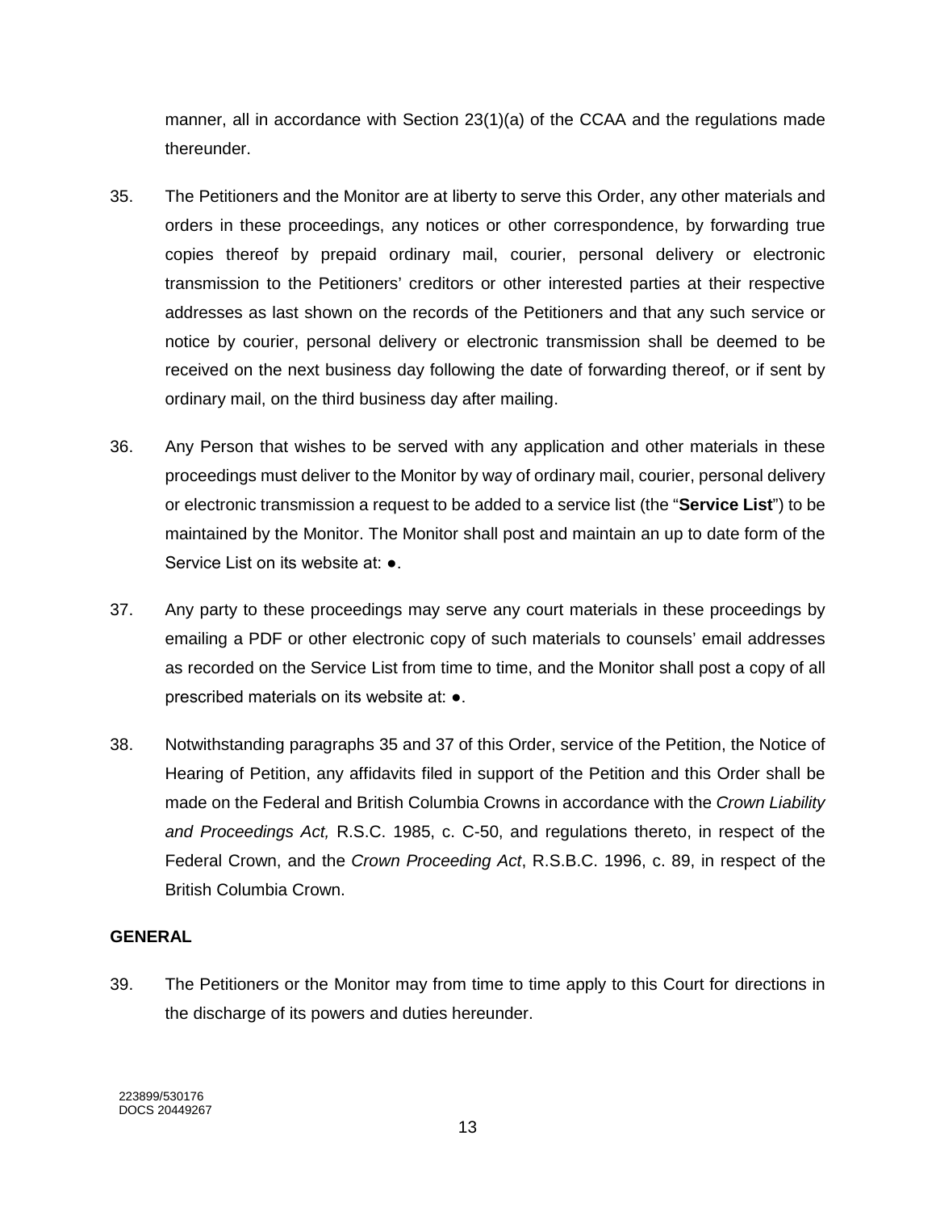manner, all in accordance with Section 23(1)(a) of the CCAA and the regulations made thereunder.

35. The Petitioners and the Monitor are at liberty to serve this Order, any other materials and orders in these proceedings, any notices or other correspondence, by forwarding true copies thereof by prepaid ordinary mail, courier, personal delivery or electronic transmission to the Petitioners' creditors or other interested parties at their respective addresses as last shown on the records of the Petitioners and that any such service or notice by courier, personal delivery or electronic transmission shall be deemed to be received on the next business day following the date of forwarding thereof, or if sent by ordinary mail, on the third business day after mailing.

36. Any Person that wishes to be served with any application and other materials in these proceedings must deliver to the Monitor by way of ordinary mail, courier, personal delivery or electronic transmission a request to be added to a service list (the "**Service List**") to be maintained by the Monitor. The Monitor shall post and maintain an up to date form of the Service List on its website at: ●.

37. Any party to these proceedings may serve any court materials in these proceedings by emailing a PDF or other electronic copy of such materials to counsels' email addresses as recorded on the Service List from time to time, and the Monitor shall post a copy of all prescribed materials on its website at: ●.

38. Notwithstanding paragraphs 35 and 37 of this Order, service of the Petition, the Notice of Hearing of Petition, any affidavits filed in support of the Petition and this Order shall be made on the Federal and British Columbia Crowns in accordance with the *Crown Liability and Proceedings Act,* R.S.C. 1985, c. C-50, and regulations thereto, in respect of the Federal Crown, and the *Crown Proceeding Act*, R.S.B.C. 1996, c. 89, in respect of the British Columbia Crown.

**GENERAL**

39. The Petitioners or the Monitor may from time to time apply to this Court for directions in the discharge of its powers and duties hereunder.

223899/530176
DOCS 20449267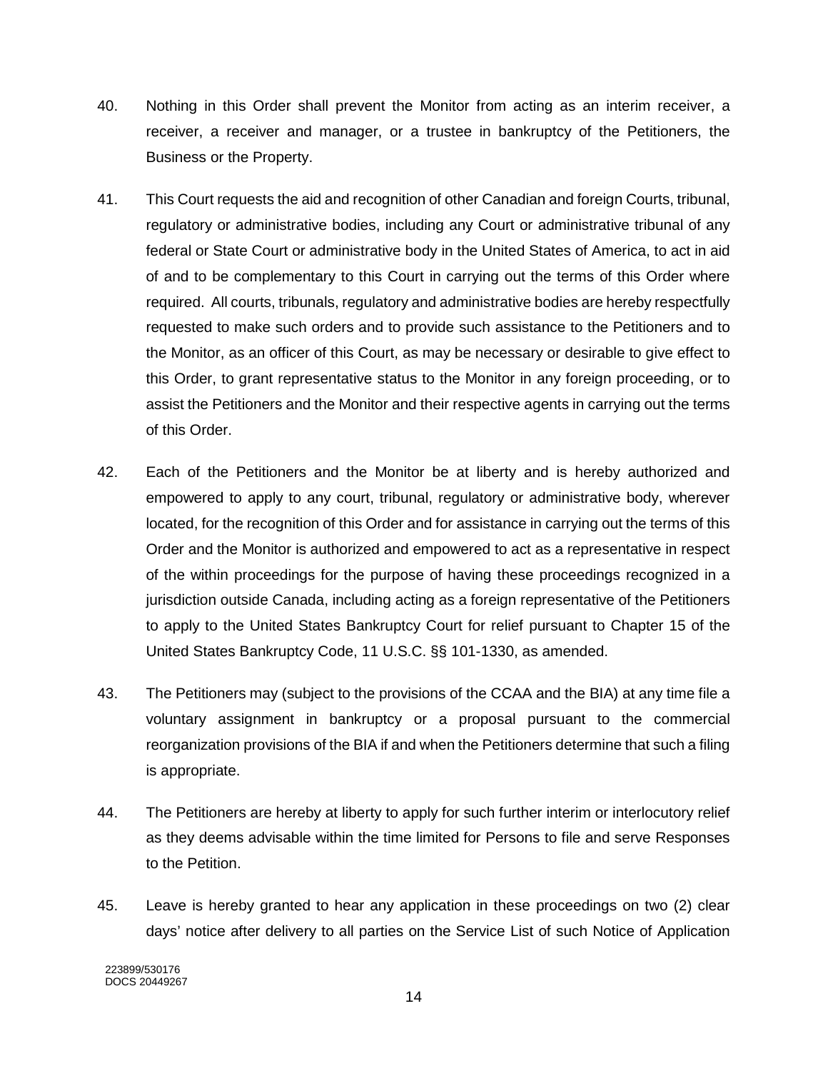40. Nothing in this Order shall prevent the Monitor from acting as an interim receiver, a receiver, a receiver and manager, or a trustee in bankruptcy of the Petitioners, the Business or the Property.

41. This Court requests the aid and recognition of other Canadian and foreign Courts, tribunal, regulatory or administrative bodies, including any Court or administrative tribunal of any federal or State Court or administrative body in the United States of America, to act in aid of and to be complementary to this Court in carrying out the terms of this Order where required. All courts, tribunals, regulatory and administrative bodies are hereby respectfully requested to make such orders and to provide such assistance to the Petitioners and to the Monitor, as an officer of this Court, as may be necessary or desirable to give effect to this Order, to grant representative status to the Monitor in any foreign proceeding, or to assist the Petitioners and the Monitor and their respective agents in carrying out the terms of this Order.

42. Each of the Petitioners and the Monitor be at liberty and is hereby authorized and empowered to apply to any court, tribunal, regulatory or administrative body, wherever located, for the recognition of this Order and for assistance in carrying out the terms of this Order and the Monitor is authorized and empowered to act as a representative in respect of the within proceedings for the purpose of having these proceedings recognized in a jurisdiction outside Canada, including acting as a foreign representative of the Petitioners to apply to the United States Bankruptcy Court for relief pursuant to Chapter 15 of the United States Bankruptcy Code, 11 U.S.C. §§ 101-1330, as amended.

43. The Petitioners may (subject to the provisions of the CCAA and the BIA) at any time file a voluntary assignment in bankruptcy or a proposal pursuant to the commercial reorganization provisions of the BIA if and when the Petitioners determine that such a filing is appropriate.

44. The Petitioners are hereby at liberty to apply for such further interim or interlocutory relief as they deems advisable within the time limited for Persons to file and serve Responses to the Petition.

45. Leave is hereby granted to hear any application in these proceedings on two (2) clear days' notice after delivery to all parties on the Service List of such Notice of Application

223899/530176
DOCS 20449267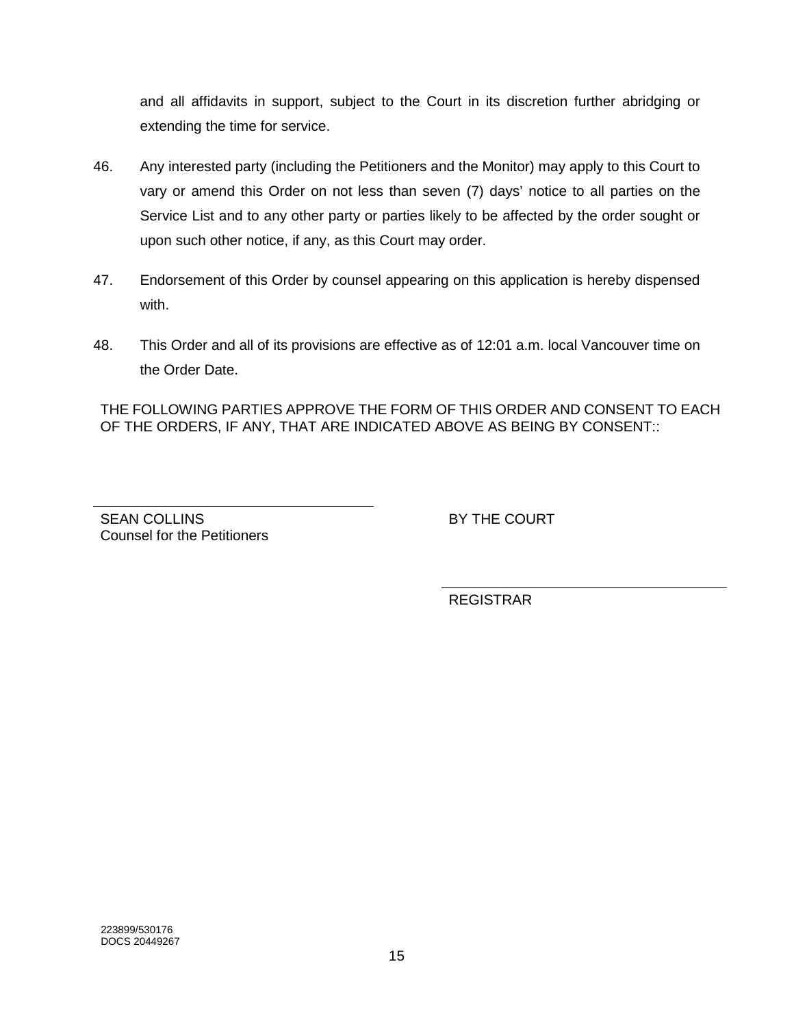and all affidavits in support, subject to the Court in its discretion further abridging or extending the time for service.

46. Any interested party (including the Petitioners and the Monitor) may apply to this Court to vary or amend this Order on not less than seven (7) days' notice to all parties on the Service List and to any other party or parties likely to be affected by the order sought or upon such other notice, if any, as this Court may order.

47. Endorsement of this Order by counsel appearing on this application is hereby dispensed with.

48. This Order and all of its provisions are effective as of 12:01 a.m. local Vancouver time on the Order Date.

THE FOLLOWING PARTIES APPROVE THE FORM OF THIS ORDER AND CONSENT TO EACH OF THE ORDERS, IF ANY, THAT ARE INDICATED ABOVE AS BEING BY CONSENT::

\_\_\_\_\_\_\_\_\_\_\_\_\_\_\_\_\_\_\_\_\_\_\_\_\_\_\_\_\_\_\_\_\_\_\_\_

SEAN COLLINS
Counsel for the Petitioners

BY THE COURT

\_\_\_\_\_\_\_\_\_\_\_\_\_\_\_\_\_\_\_\_\_\_\_\_\_\_\_\_\_\_\_\_\_\_\_\_

REGISTRAR

223899/530176
DOCS 20449267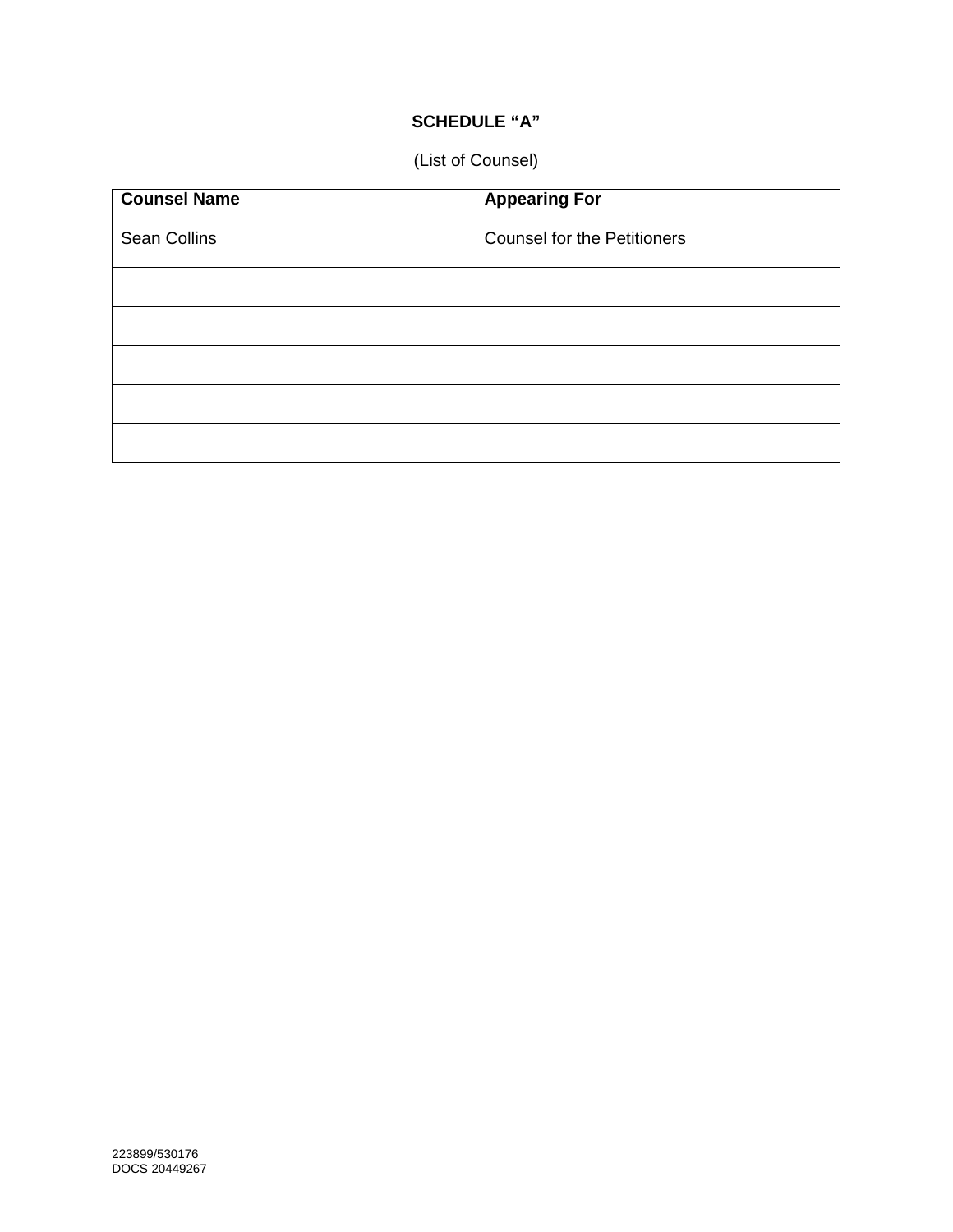**SCHEDULE “A”**

(List of Counsel)

| Counsel Name | Appearing For |
| --- | --- |
| Sean Collins | Counsel for the Petitioners |
| | |
| | |
| | |
| | |
| | |

223899/530176
DOCS 20449267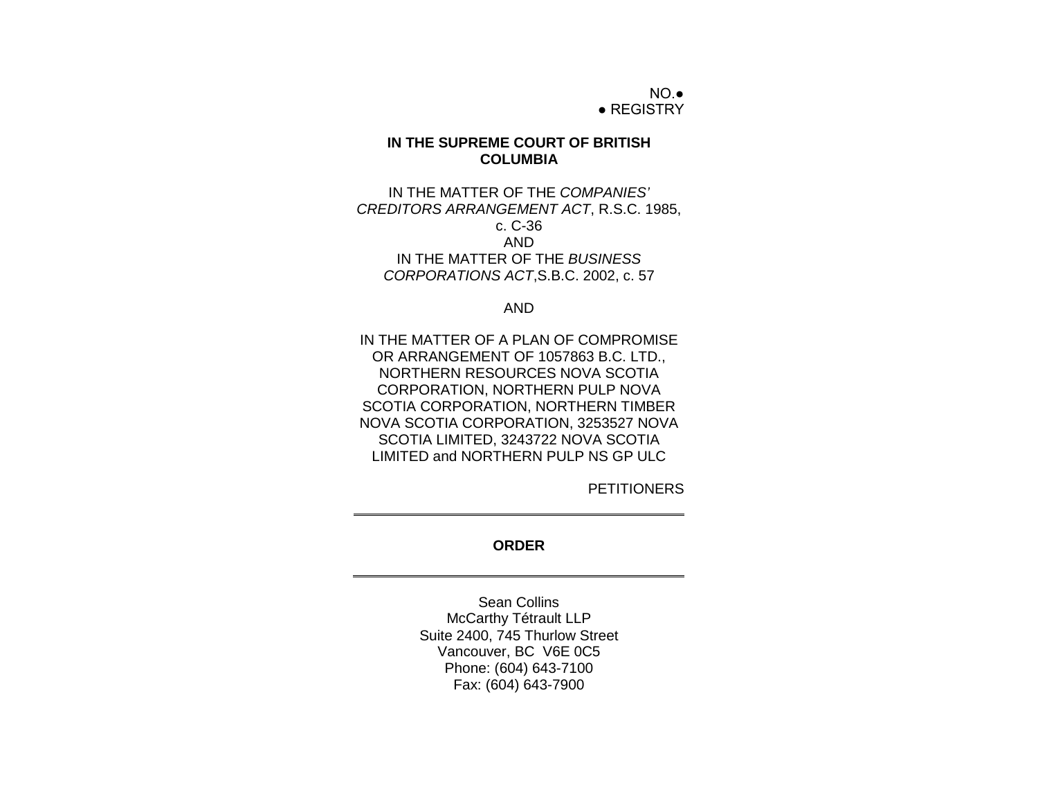NO.●
● REGISTRY

**IN THE SUPREME COURT OF BRITISH COLUMBIA**

IN THE MATTER OF THE *COMPANIES' CREDITORS ARRANGEMENT ACT*, R.S.C. 1985, c. C-36
AND
IN THE MATTER OF THE *BUSINESS CORPORATIONS ACT*,S.B.C. 2002, c. 57

AND

IN THE MATTER OF A PLAN OF COMPROMISE OR ARRANGEMENT OF 1057863 B.C. LTD., NORTHERN RESOURCES NOVA SCOTIA CORPORATION, NORTHERN PULP NOVA SCOTIA CORPORATION, NORTHERN TIMBER NOVA SCOTIA CORPORATION, 3253527 NOVA SCOTIA LIMITED, 3243722 NOVA SCOTIA LIMITED and NORTHERN PULP NS GP ULC

PETITIONERS

---

**ORDER**

---

Sean Collins
McCarthy Tétrault LLP
Suite 2400, 745 Thurlow Street
Vancouver, BC V6E 0C5
Phone: (604) 643-7100
Fax: (604) 643-7900